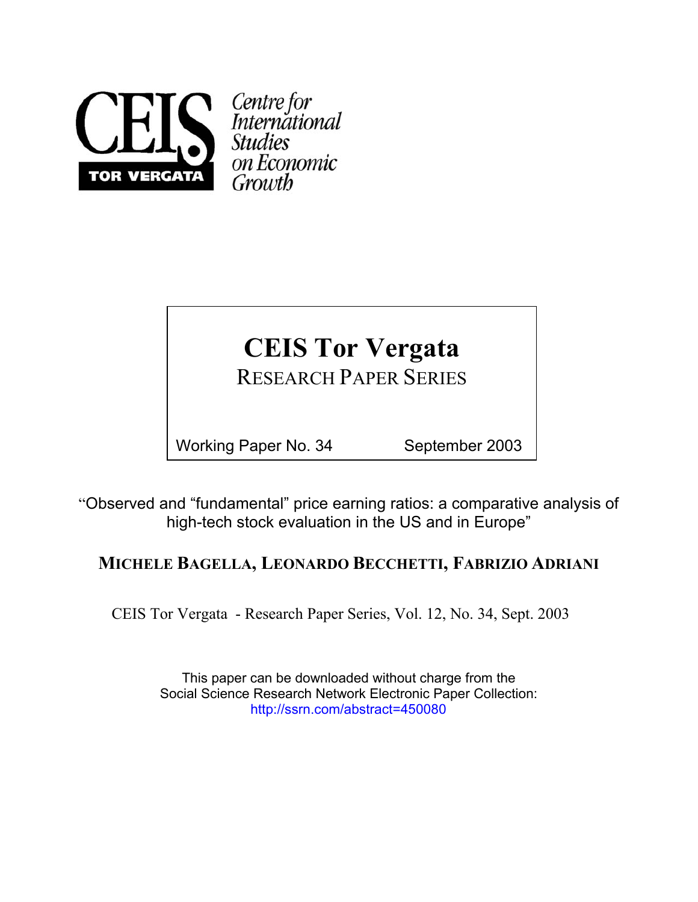CEIS TOR VERGATA

*Centre for International Studies on Economic Growth*

# CEIS Tor Vergata

RESEARCH PAPER SERIES

Working Paper No. 34 September 2003

"Observed and "fundamental" price earning ratios: a comparative analysis of high-tech stock evaluation in the US and in Europe"

## MICHELE BAGELLA, LEONARDO BECCHETTI, FABRIZIO ADRIANI

CEIS Tor Vergata - Research Paper Series, Vol. 12, No. 34, Sept. 2003

This paper can be downloaded without charge from the Social Science Research Network Electronic Paper Collection:
http://ssrn.com/abstract=450080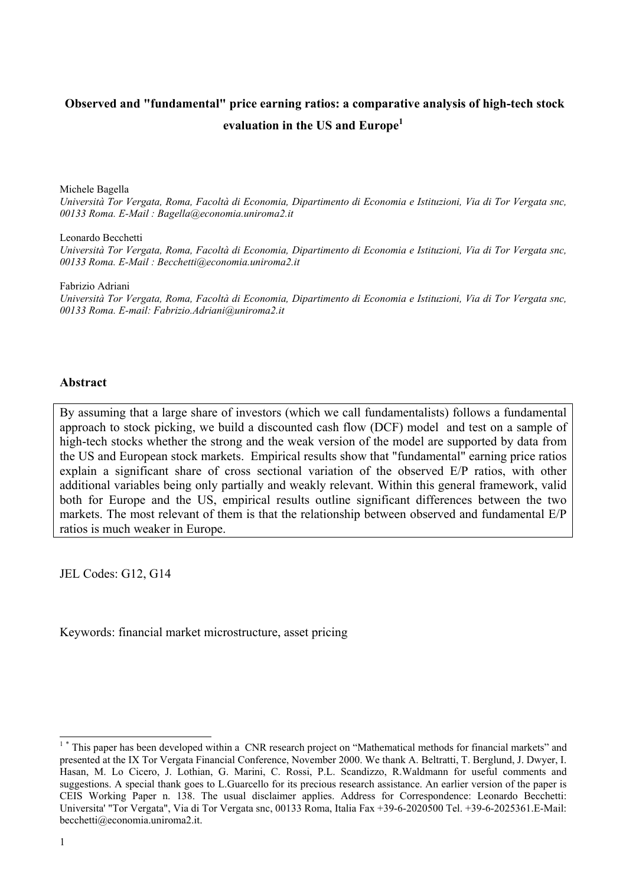**Observed and "fundamental" price earning ratios: a comparative analysis of high-tech stock evaluation in the US and Europe**[1]

Michele Bagella
*Università Tor Vergata, Roma, Facoltà di Economia, Dipartimento di Economia e Istituzioni, Via di Tor Vergata snc, 00133 Roma. E-Mail : Bagella@economia.uniroma2.it*

Leonardo Becchetti
*Università Tor Vergata, Roma, Facoltà di Economia, Dipartimento di Economia e Istituzioni, Via di Tor Vergata snc, 00133 Roma. E-Mail : Becchetti@economia.uniroma2.it*

Fabrizio Adriani
*Università Tor Vergata, Roma, Facoltà di Economia, Dipartimento di Economia e Istituzioni, Via di Tor Vergata snc, 00133 Roma. E-mail: Fabrizio.Adriani@uniroma2.it*

## Abstract

By assuming that a large share of investors (which we call fundamentalists) follows a fundamental approach to stock picking, we build a discounted cash flow (DCF) model and test on a sample of high-tech stocks whether the strong and the weak version of the model are supported by data from the US and European stock markets. Empirical results show that "fundamental" earning price ratios explain a significant share of cross sectional variation of the observed E/P ratios, with other additional variables being only partially and weakly relevant. Within this general framework, valid both for Europe and the US, empirical results outline significant differences between the two markets. The most relevant of them is that the relationship between observed and fundamental E/P ratios is much weaker in Europe.

JEL Codes: G12, G14

Keywords: financial market microstructure, asset pricing

---

[1] * This paper has been developed within a CNR research project on "Mathematical methods for financial markets" and presented at the IX Tor Vergata Financial Conference, November 2000. We thank A. Beltratti, T. Berglund, J. Dwyer, I. Hasan, M. Lo Cicero, J. Lothian, G. Marini, C. Rossi, P.L. Scandizzo, R.Waldmann for useful comments and suggestions. A special thank goes to L.Guarcello for its precious research assistance. An earlier version of the paper is CEIS Working Paper n. 138. The usual disclaimer applies. Address for Correspondence: Leonardo Becchetti: Universita' "Tor Vergata", Via di Tor Vergata snc, 00133 Roma, Italia Fax +39-6-2020500 Tel. +39-6-2025361.E-Mail: becchetti@economia.uniroma2.it.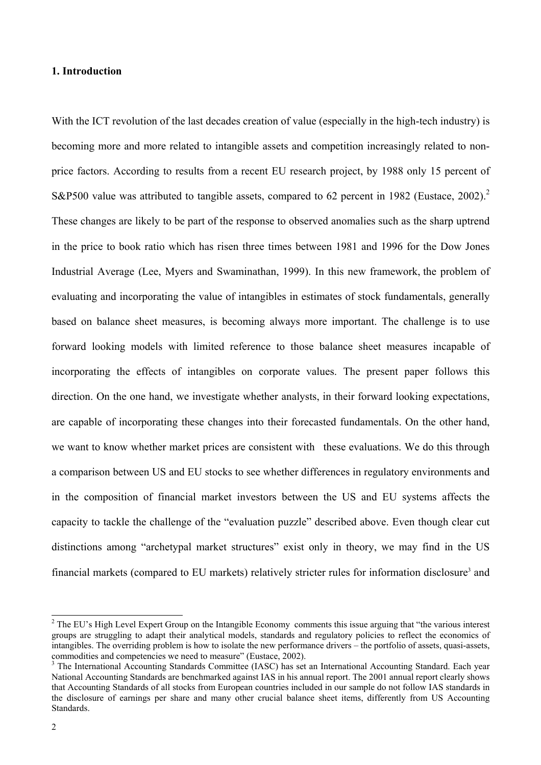## 1. Introduction

With the ICT revolution of the last decades creation of value (especially in the high-tech industry) is becoming more and more related to intangible assets and competition increasingly related to non-price factors. According to results from a recent EU research project, by 1988 only 15 percent of S&P500 value was attributed to tangible assets, compared to 62 percent in 1982 (Eustace, 2002).[2] These changes are likely to be part of the response to observed anomalies such as the sharp uptrend in the price to book ratio which has risen three times between 1981 and 1996 for the Dow Jones Industrial Average (Lee, Myers and Swaminathan, 1999). In this new framework, the problem of evaluating and incorporating the value of intangibles in estimates of stock fundamentals, generally based on balance sheet measures, is becoming always more important. The challenge is to use forward looking models with limited reference to those balance sheet measures incapable of incorporating the effects of intangibles on corporate values. The present paper follows this direction. On the one hand, we investigate whether analysts, in their forward looking expectations, are capable of incorporating these changes into their forecasted fundamentals. On the other hand, we want to know whether market prices are consistent with these evaluations. We do this through a comparison between US and EU stocks to see whether differences in regulatory environments and in the composition of financial market investors between the US and EU systems affects the capacity to tackle the challenge of the "evaluation puzzle" described above. Even though clear cut distinctions among "archetypal market structures" exist only in theory, we may find in the US financial markets (compared to EU markets) relatively stricter rules for information disclosure[3] and

[2] The EU's High Level Expert Group on the Intangible Economy comments this issue arguing that "the various interest groups are struggling to adapt their analytical models, standards and regulatory policies to reflect the economics of intangibles. The overriding problem is how to isolate the new performance drivers – the portfolio of assets, quasi-assets, commodities and competencies we need to measure" (Eustace, 2002).

[3] The International Accounting Standards Committee (IASC) has set an International Accounting Standard. Each year National Accounting Standards are benchmarked against IAS in his annual report. The 2001 annual report clearly shows that Accounting Standards of all stocks from European countries included in our sample do not follow IAS standards in the disclosure of earnings per share and many other crucial balance sheet items, differently from US Accounting Standards.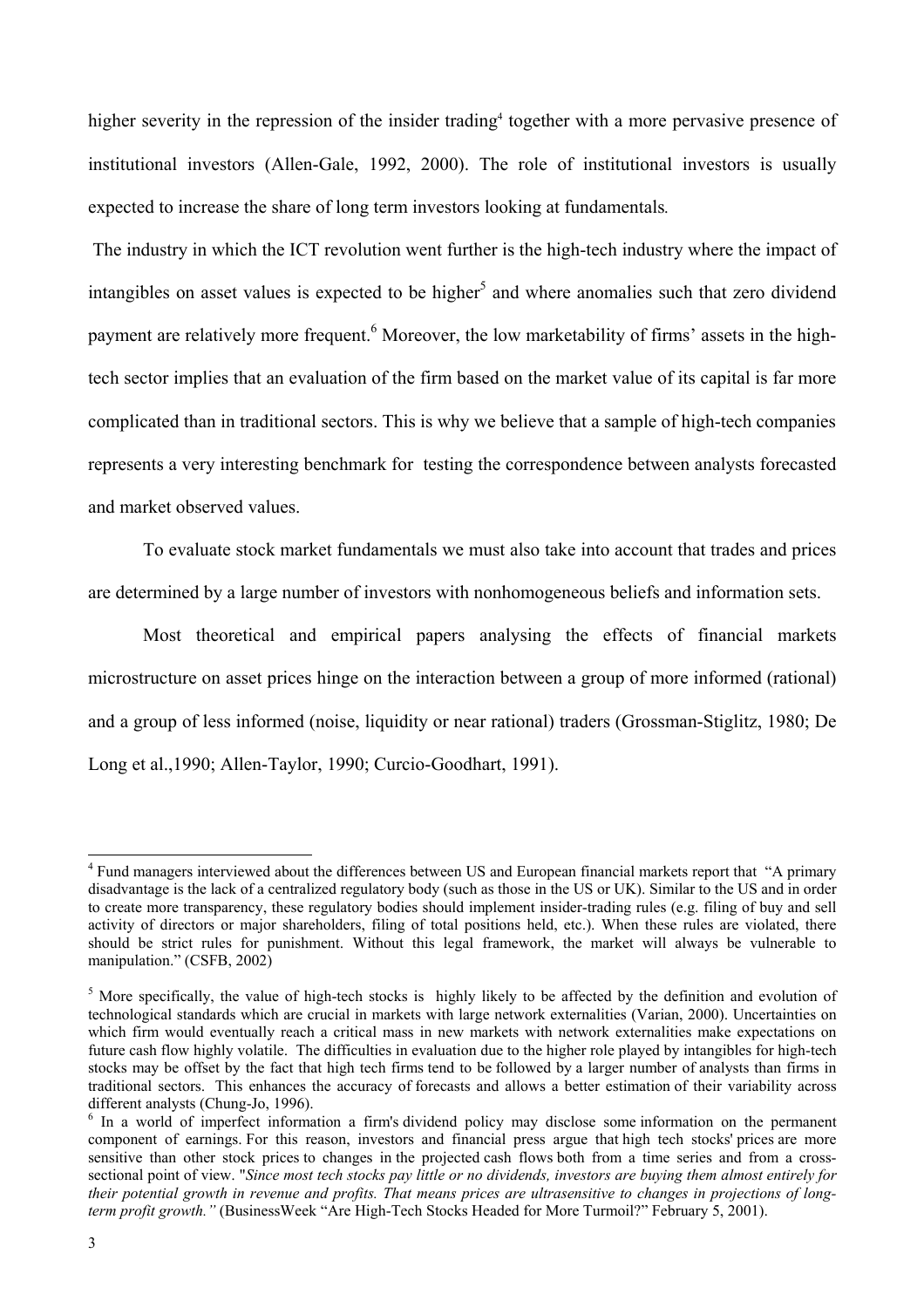higher severity in the repression of the insider trading[4] together with a more pervasive presence of institutional investors (Allen-Gale, 1992, 2000). The role of institutional investors is usually expected to increase the share of long term investors looking at fundamentals*.*

The industry in which the ICT revolution went further is the high-tech industry where the impact of intangibles on asset values is expected to be higher[5] and where anomalies such that zero dividend payment are relatively more frequent.[6] Moreover, the low marketability of firms' assets in the high-tech sector implies that an evaluation of the firm based on the market value of its capital is far more complicated than in traditional sectors. This is why we believe that a sample of high-tech companies represents a very interesting benchmark for testing the correspondence between analysts forecasted and market observed values.

To evaluate stock market fundamentals we must also take into account that trades and prices are determined by a large number of investors with nonhomogeneous beliefs and information sets.

Most theoretical and empirical papers analysing the effects of financial markets microstructure on asset prices hinge on the interaction between a group of more informed (rational) and a group of less informed (noise, liquidity or near rational) traders (Grossman-Stiglitz, 1980; De Long et al.,1990; Allen-Taylor, 1990; Curcio-Goodhart, 1991).

---

[4] Fund managers interviewed about the differences between US and European financial markets report that "A primary disadvantage is the lack of a centralized regulatory body (such as those in the US or UK). Similar to the US and in order to create more transparency, these regulatory bodies should implement insider-trading rules (e.g. filing of buy and sell activity of directors or major shareholders, filing of total positions held, etc.). When these rules are violated, there should be strict rules for punishment. Without this legal framework, the market will always be vulnerable to manipulation." (CSFB, 2002)

[5] More specifically, the value of high-tech stocks is highly likely to be affected by the definition and evolution of technological standards which are crucial in markets with large network externalities (Varian, 2000). Uncertainties on which firm would eventually reach a critical mass in new markets with network externalities make expectations on future cash flow highly volatile. The difficulties in evaluation due to the higher role played by intangibles for high-tech stocks may be offset by the fact that high tech firms tend to be followed by a larger number of analysts than firms in traditional sectors. This enhances the accuracy of forecasts and allows a better estimation of their variability across different analysts (Chung-Jo, 1996).

[6] In a world of imperfect information a firm's dividend policy may disclose some information on the permanent component of earnings. For this reason, investors and financial press argue that high tech stocks' prices are more sensitive than other stock prices to changes in the projected cash flows both from a time series and from a cross-sectional point of view. "*Since most tech stocks pay little or no dividends, investors are buying them almost entirely for their potential growth in revenue and profits. That means prices are ultrasensitive to changes in projections of long-term profit growth."* (BusinessWeek "Are High-Tech Stocks Headed for More Turmoil?" February 5, 2001).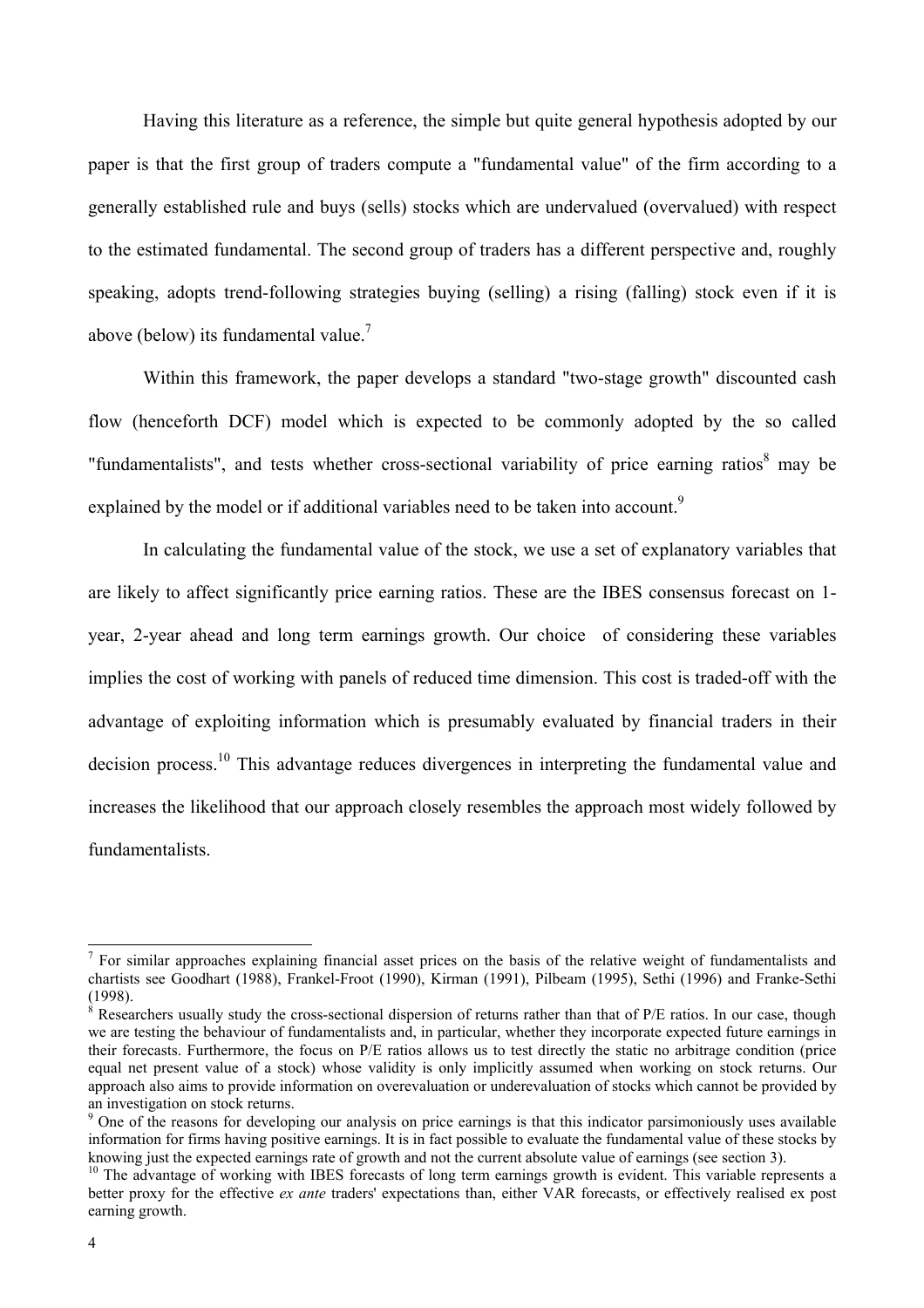Having this literature as a reference, the simple but quite general hypothesis adopted by our paper is that the first group of traders compute a "fundamental value" of the firm according to a generally established rule and buys (sells) stocks which are undervalued (overvalued) with respect to the estimated fundamental. The second group of traders has a different perspective and, roughly speaking, adopts trend-following strategies buying (selling) a rising (falling) stock even if it is above (below) its fundamental value.[7]

Within this framework, the paper develops a standard "two-stage growth" discounted cash flow (henceforth DCF) model which is expected to be commonly adopted by the so called "fundamentalists", and tests whether cross-sectional variability of price earning ratios[8] may be explained by the model or if additional variables need to be taken into account.[9]

In calculating the fundamental value of the stock, we use a set of explanatory variables that are likely to affect significantly price earning ratios. These are the IBES consensus forecast on 1-year, 2-year ahead and long term earnings growth. Our choice of considering these variables implies the cost of working with panels of reduced time dimension. This cost is traded-off with the advantage of exploiting information which is presumably evaluated by financial traders in their decision process.[10] This advantage reduces divergences in interpreting the fundamental value and increases the likelihood that our approach closely resembles the approach most widely followed by fundamentalists.

---

[7] For similar approaches explaining financial asset prices on the basis of the relative weight of fundamentalists and chartists see Goodhart (1988), Frankel-Froot (1990), Kirman (1991), Pilbeam (1995), Sethi (1996) and Franke-Sethi (1998).

[8] Researchers usually study the cross-sectional dispersion of returns rather than that of P/E ratios. In our case, though we are testing the behaviour of fundamentalists and, in particular, whether they incorporate expected future earnings in their forecasts. Furthermore, the focus on P/E ratios allows us to test directly the static no arbitrage condition (price equal net present value of a stock) whose validity is only implicitly assumed when working on stock returns. Our approach also aims to provide information on overevaluation or underevaluation of stocks which cannot be provided by an investigation on stock returns.

[9] One of the reasons for developing our analysis on price earnings is that this indicator parsimoniously uses available information for firms having positive earnings. It is in fact possible to evaluate the fundamental value of these stocks by knowing just the expected earnings rate of growth and not the current absolute value of earnings (see section 3).

[10] The advantage of working with IBES forecasts of long term earnings growth is evident. This variable represents a better proxy for the effective *ex ante* traders' expectations than, either VAR forecasts, or effectively realised ex post earning growth.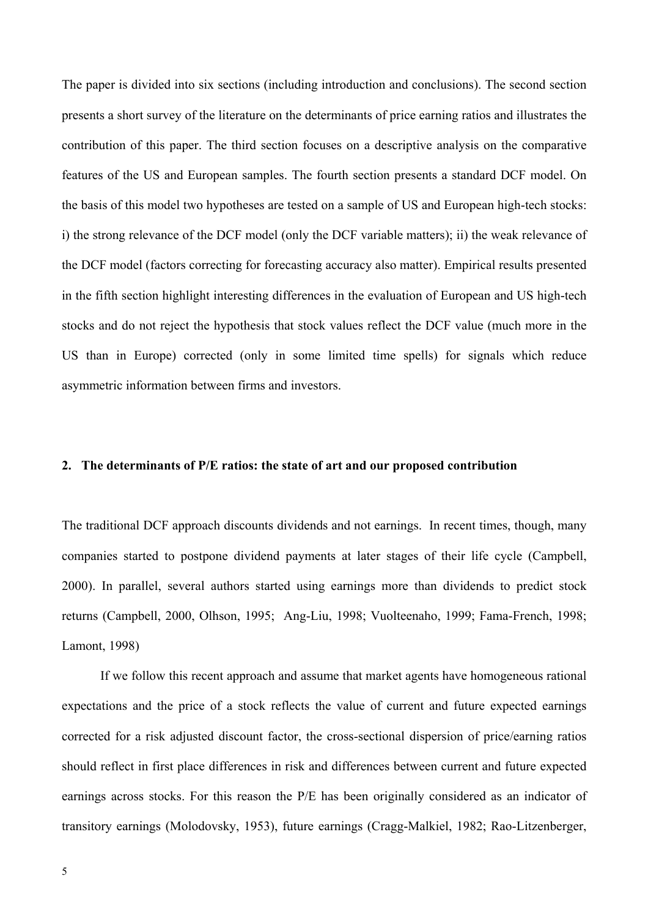The paper is divided into six sections (including introduction and conclusions). The second section presents a short survey of the literature on the determinants of price earning ratios and illustrates the contribution of this paper. The third section focuses on a descriptive analysis on the comparative features of the US and European samples. The fourth section presents a standard DCF model. On the basis of this model two hypotheses are tested on a sample of US and European high-tech stocks: i) the strong relevance of the DCF model (only the DCF variable matters); ii) the weak relevance of the DCF model (factors correcting for forecasting accuracy also matter). Empirical results presented in the fifth section highlight interesting differences in the evaluation of European and US high-tech stocks and do not reject the hypothesis that stock values reflect the DCF value (much more in the US than in Europe) corrected (only in some limited time spells) for signals which reduce asymmetric information between firms and investors.

## 2. The determinants of P/E ratios: the state of art and our proposed contribution

The traditional DCF approach discounts dividends and not earnings. In recent times, though, many companies started to postpone dividend payments at later stages of their life cycle (Campbell, 2000). In parallel, several authors started using earnings more than dividends to predict stock returns (Campbell, 2000, Olhson, 1995; Ang-Liu, 1998; Vuolteenaho, 1999; Fama-French, 1998; Lamont, 1998)

If we follow this recent approach and assume that market agents have homogeneous rational expectations and the price of a stock reflects the value of current and future expected earnings corrected for a risk adjusted discount factor, the cross-sectional dispersion of price/earning ratios should reflect in first place differences in risk and differences between current and future expected earnings across stocks. For this reason the P/E has been originally considered as an indicator of transitory earnings (Molodovsky, 1953), future earnings (Cragg-Malkiel, 1982; Rao-Litzenberger,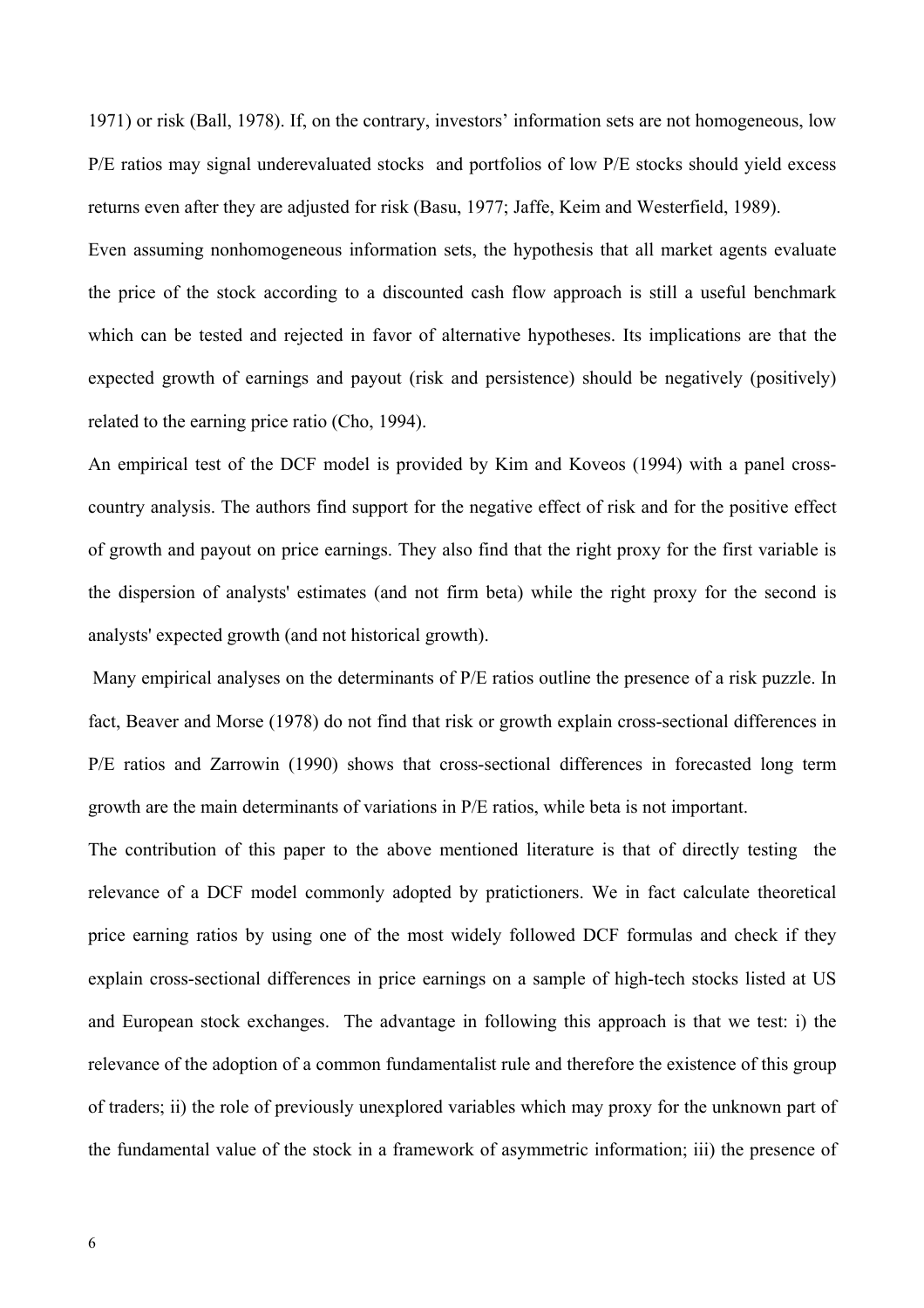1971) or risk (Ball, 1978). If, on the contrary, investors' information sets are not homogeneous, low P/E ratios may signal underevaluated stocks and portfolios of low P/E stocks should yield excess returns even after they are adjusted for risk (Basu, 1977; Jaffe, Keim and Westerfield, 1989).

Even assuming nonhomogeneous information sets, the hypothesis that all market agents evaluate the price of the stock according to a discounted cash flow approach is still a useful benchmark which can be tested and rejected in favor of alternative hypotheses. Its implications are that the expected growth of earnings and payout (risk and persistence) should be negatively (positively) related to the earning price ratio (Cho, 1994).

An empirical test of the DCF model is provided by Kim and Koveos (1994) with a panel cross-country analysis. The authors find support for the negative effect of risk and for the positive effect of growth and payout on price earnings. They also find that the right proxy for the first variable is the dispersion of analysts' estimates (and not firm beta) while the right proxy for the second is analysts' expected growth (and not historical growth).

Many empirical analyses on the determinants of P/E ratios outline the presence of a risk puzzle. In fact, Beaver and Morse (1978) do not find that risk or growth explain cross-sectional differences in P/E ratios and Zarrowin (1990) shows that cross-sectional differences in forecasted long term growth are the main determinants of variations in P/E ratios, while beta is not important.

The contribution of this paper to the above mentioned literature is that of directly testing the relevance of a DCF model commonly adopted by pratictioners. We in fact calculate theoretical price earning ratios by using one of the most widely followed DCF formulas and check if they explain cross-sectional differences in price earnings on a sample of high-tech stocks listed at US and European stock exchanges. The advantage in following this approach is that we test: i) the relevance of the adoption of a common fundamentalist rule and therefore the existence of this group of traders; ii) the role of previously unexplored variables which may proxy for the unknown part of the fundamental value of the stock in a framework of asymmetric information; iii) the presence of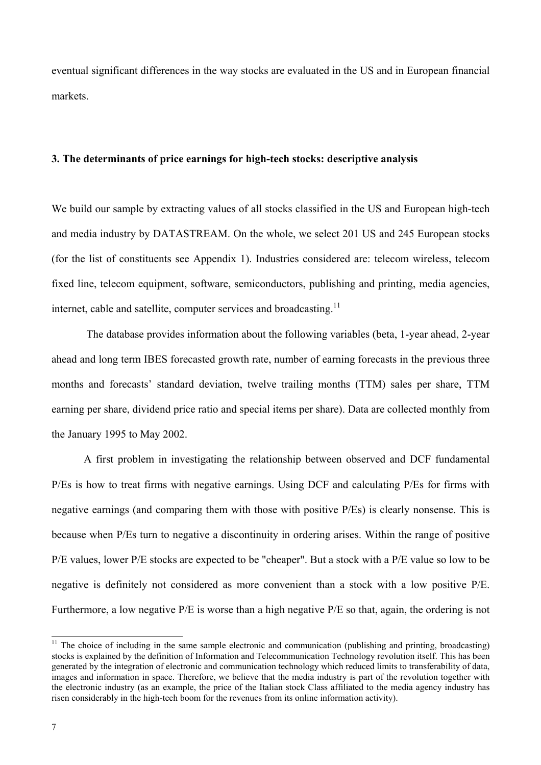eventual significant differences in the way stocks are evaluated in the US and in European financial markets.

### 3. The determinants of price earnings for high-tech stocks: descriptive analysis

We build our sample by extracting values of all stocks classified in the US and European high-tech and media industry by DATASTREAM. On the whole, we select 201 US and 245 European stocks (for the list of constituents see Appendix 1). Industries considered are: telecom wireless, telecom fixed line, telecom equipment, software, semiconductors, publishing and printing, media agencies, internet, cable and satellite, computer services and broadcasting.[11]

The database provides information about the following variables (beta, 1-year ahead, 2-year ahead and long term IBES forecasted growth rate, number of earning forecasts in the previous three months and forecasts' standard deviation, twelve trailing months (TTM) sales per share, TTM earning per share, dividend price ratio and special items per share). Data are collected monthly from the January 1995 to May 2002.

A first problem in investigating the relationship between observed and DCF fundamental P/Es is how to treat firms with negative earnings. Using DCF and calculating P/Es for firms with negative earnings (and comparing them with those with positive P/Es) is clearly nonsense. This is because when P/Es turn to negative a discontinuity in ordering arises. Within the range of positive P/E values, lower P/E stocks are expected to be "cheaper". But a stock with a P/E value so low to be negative is definitely not considered as more convenient than a stock with a low positive P/E. Furthermore, a low negative P/E is worse than a high negative P/E so that, again, the ordering is not

[11] The choice of including in the same sample electronic and communication (publishing and printing, broadcasting) stocks is explained by the definition of Information and Telecommunication Technology revolution itself. This has been generated by the integration of electronic and communication technology which reduced limits to transferability of data, images and information in space. Therefore, we believe that the media industry is part of the revolution together with the electronic industry (as an example, the price of the Italian stock Class affiliated to the media agency industry has risen considerably in the high-tech boom for the revenues from its online information activity).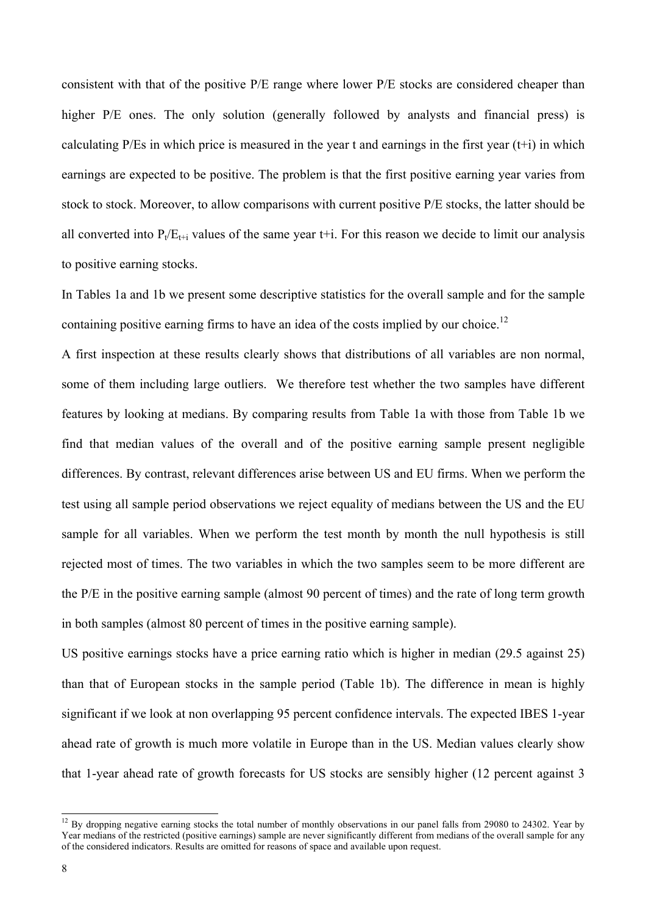consistent with that of the positive P/E range where lower P/E stocks are considered cheaper than higher P/E ones. The only solution (generally followed by analysts and financial press) is calculating P/Es in which price is measured in the year t and earnings in the first year (t+i) in which earnings are expected to be positive. The problem is that the first positive earning year varies from stock to stock. Moreover, to allow comparisons with current positive P/E stocks, the latter should be all converted into $P_t/E_{t+i}$ values of the same year t+i. For this reason we decide to limit our analysis to positive earning stocks.

In Tables 1a and 1b we present some descriptive statistics for the overall sample and for the sample containing positive earning firms to have an idea of the costs implied by our choice.[12]

A first inspection at these results clearly shows that distributions of all variables are non normal, some of them including large outliers. We therefore test whether the two samples have different features by looking at medians. By comparing results from Table 1a with those from Table 1b we find that median values of the overall and of the positive earning sample present negligible differences. By contrast, relevant differences arise between US and EU firms. When we perform the test using all sample period observations we reject equality of medians between the US and the EU sample for all variables. When we perform the test month by month the null hypothesis is still rejected most of times. The two variables in which the two samples seem to be more different are the P/E in the positive earning sample (almost 90 percent of times) and the rate of long term growth in both samples (almost 80 percent of times in the positive earning sample).

US positive earnings stocks have a price earning ratio which is higher in median (29.5 against 25) than that of European stocks in the sample period (Table 1b). The difference in mean is highly significant if we look at non overlapping 95 percent confidence intervals. The expected IBES 1-year ahead rate of growth is much more volatile in Europe than in the US. Median values clearly show that 1-year ahead rate of growth forecasts for US stocks are sensibly higher (12 percent against 3

[12] By dropping negative earning stocks the total number of monthly observations in our panel falls from 29080 to 24302. Year by Year medians of the restricted (positive earnings) sample are never significantly different from medians of the overall sample for any of the considered indicators. Results are omitted for reasons of space and available upon request.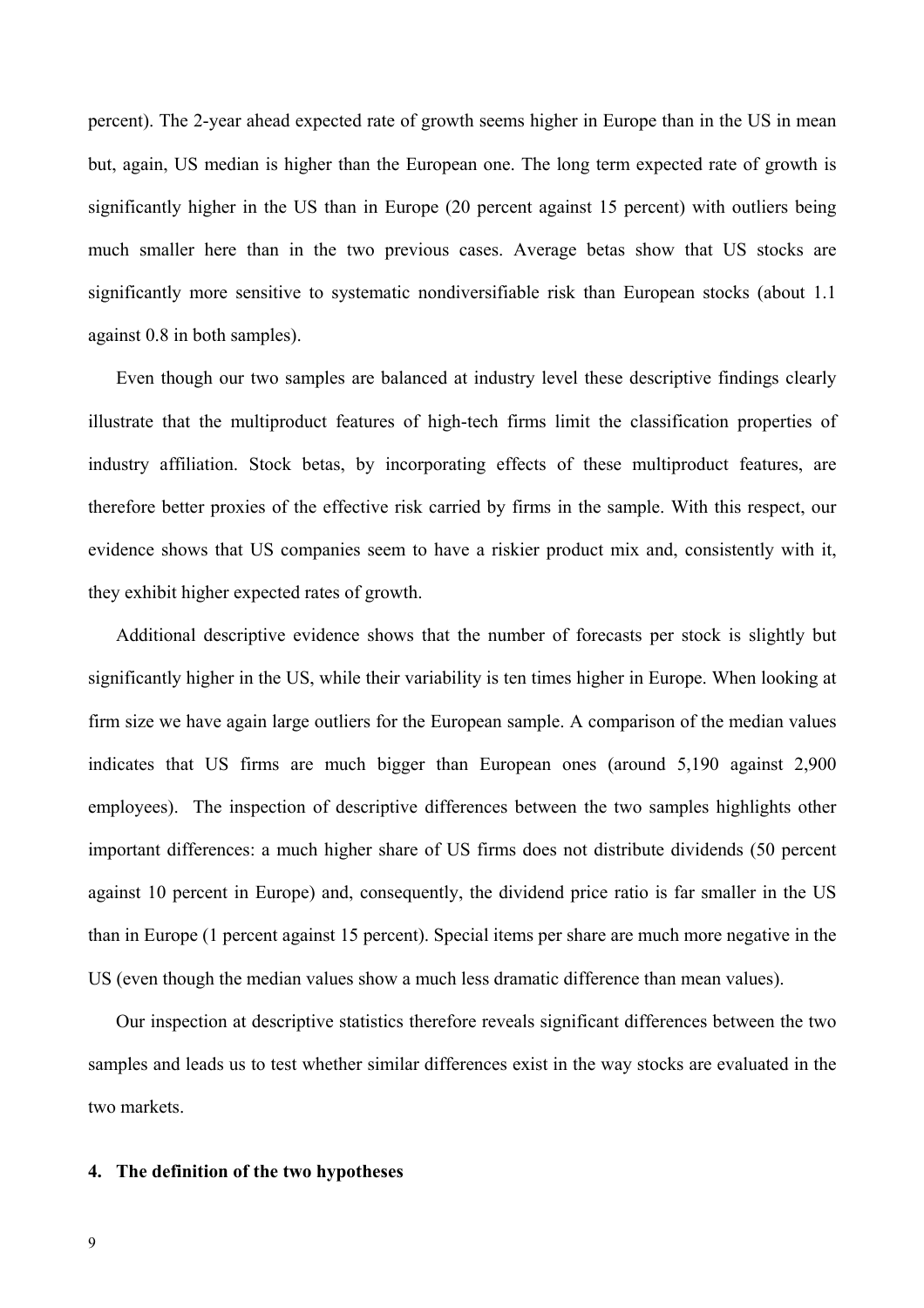percent). The 2-year ahead expected rate of growth seems higher in Europe than in the US in mean but, again, US median is higher than the European one. The long term expected rate of growth is significantly higher in the US than in Europe (20 percent against 15 percent) with outliers being much smaller here than in the two previous cases. Average betas show that US stocks are significantly more sensitive to systematic nondiversifiable risk than European stocks (about 1.1 against 0.8 in both samples).

Even though our two samples are balanced at industry level these descriptive findings clearly illustrate that the multiproduct features of high-tech firms limit the classification properties of industry affiliation. Stock betas, by incorporating effects of these multiproduct features, are therefore better proxies of the effective risk carried by firms in the sample. With this respect, our evidence shows that US companies seem to have a riskier product mix and, consistently with it, they exhibit higher expected rates of growth.

Additional descriptive evidence shows that the number of forecasts per stock is slightly but significantly higher in the US, while their variability is ten times higher in Europe. When looking at firm size we have again large outliers for the European sample. A comparison of the median values indicates that US firms are much bigger than European ones (around 5,190 against 2,900 employees). The inspection of descriptive differences between the two samples highlights other important differences: a much higher share of US firms does not distribute dividends (50 percent against 10 percent in Europe) and, consequently, the dividend price ratio is far smaller in the US than in Europe (1 percent against 15 percent). Special items per share are much more negative in the US (even though the median values show a much less dramatic difference than mean values).

Our inspection at descriptive statistics therefore reveals significant differences between the two samples and leads us to test whether similar differences exist in the way stocks are evaluated in the two markets.

## 4. The definition of the two hypotheses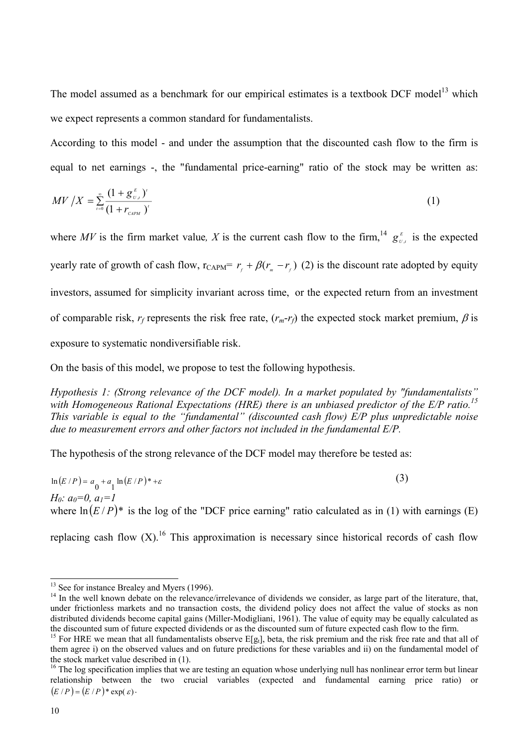The model assumed as a benchmark for our empirical estimates is a textbook DCF model[13] which we expect represents a common standard for fundamentalists.

According to this model - and under the assumption that the discounted cash flow to the firm is equal to net earnings -, the "fundamental price-earning" ratio of the stock may be written as:

$$MV/X = \sum_{t=0}^{\infty} \frac{(1+g_{U,t}^{E})^{t}}{(1+r_{CAPM})^{t}} \tag{1}$$

where *MV* is the firm market value*, X* is the current cash flow to the firm,[14] $g_{U,t}^{E}$ is the expected yearly rate of growth of cash flow, $r_{CAPM} = r_f + \beta(r_m - r_f)$ (2) is the discount rate adopted by equity investors, assumed for simplicity invariant across time, or the expected return from an investment of comparable risk, $r_f$ represents the risk free rate, $(r_m - r_f)$ the expected stock market premium, $\beta$ is exposure to systematic nondiversifiable risk.

On the basis of this model, we propose to test the following hypothesis.

*Hypothesis 1: (Strong relevance of the DCF model). In a market populated by "fundamentalists" with Homogeneous Rational Expectations (HRE) there is an unbiased predictor of the E/P ratio.*[15] *This variable is equal to the "fundamental" (discounted cash flow) E/P plus unpredictable noise due to measurement errors and other factors not included in the fundamental E/P.*

The hypothesis of the strong relevance of the DCF model may therefore be tested as:

$$\ln(E/P) = a_0 + a_1 \ln(E/P)^* + \varepsilon \tag{3}$$

*H₀: $a_0=0$, $a_1=1$*

where $\ln(E/P)^*$ is the log of the "DCF price earning" ratio calculated as in (1) with earnings (E) replacing cash flow (X).[16] This approximation is necessary since historical records of cash flow

---

[13] See for instance Brealey and Myers (1996).

[14] In the well known debate on the relevance/irrelevance of dividends we consider, as large part of the literature, that, under frictionless markets and no transaction costs, the dividend policy does not affect the value of stocks as non distributed dividends become capital gains (Miller-Modigliani, 1961). The value of equity may be equally calculated as the discounted sum of future expected dividends or as the discounted sum of future expected cash flow to the firm.

[15] For HRE we mean that all fundamentalists observe $E[g_t]$, beta, the risk premium and the risk free rate and that all of them agree i) on the observed values and on future predictions for these variables and ii) on the fundamental model of the stock market value described in (1).

[16] The log specification implies that we are testing an equation whose underlying null has nonlinear error term but linear relationship between the two crucial variables (expected and fundamental earning price ratio) or $(E/P) = (E/P)^* \exp(\varepsilon)$.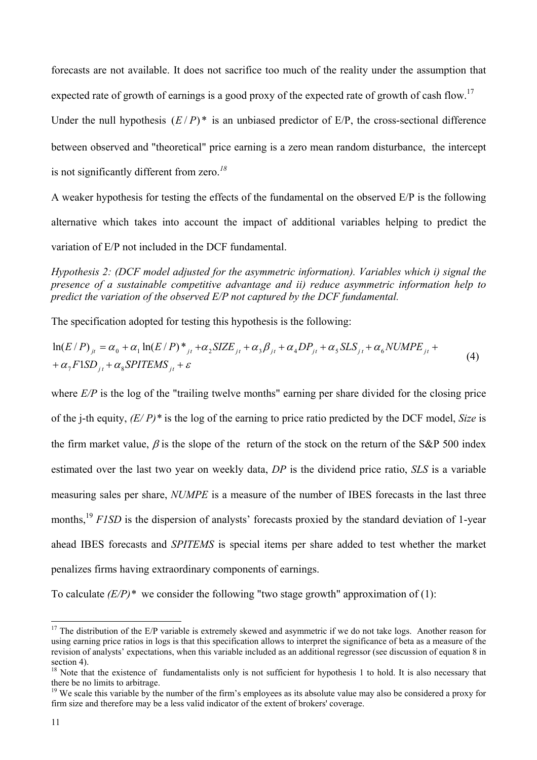forecasts are not available. It does not sacrifice too much of the reality under the assumption that expected rate of growth of earnings is a good proxy of the expected rate of growth of cash flow.[17]

Under the null hypothesis $(E/P)^*$ is an unbiased predictor of E/P, the cross-sectional difference between observed and "theoretical" price earning is a zero mean random disturbance, the intercept is not significantly different from zero.[18]

A weaker hypothesis for testing the effects of the fundamental on the observed E/P is the following alternative which takes into account the impact of additional variables helping to predict the variation of E/P not included in the DCF fundamental.

*Hypothesis 2: (DCF model adjusted for the asymmetric information). Variables which i) signal the presence of a sustainable competitive advantage and ii) reduce asymmetric information help to predict the variation of the observed E/P not captured by the DCF fundamental.*

The specification adopted for testing this hypothesis is the following:

$$\ln(E/P)_{jt} = \alpha_0 + \alpha_1 \ln(E/P)^*_{jt} + \alpha_2 SIZE_{jt} + \alpha_3 \beta_{jt} + \alpha_4 DP_{jt} + \alpha_5 SLS_{jt} + \alpha_6 NUMPE_{jt} + \\ + \alpha_7 F1SD_{jt} + \alpha_8 SPITEMS_{jt} + \varepsilon \tag{4}$$

where *E/P* is the log of the "trailing twelve months" earning per share divided for the closing price of the j-th equity, *(E/ P)\** is the log of the earning to price ratio predicted by the DCF model, *Size* is the firm market value, $\beta$ is the slope of the return of the stock on the return of the S&P 500 index estimated over the last two year on weekly data, *DP* is the dividend price ratio, *SLS* is a variable measuring sales per share, *NUMPE* is a measure of the number of IBES forecasts in the last three months,[19] *F1SD* is the dispersion of analysts' forecasts proxied by the standard deviation of 1-year ahead IBES forecasts and *SPITEMS* is special items per share added to test whether the market penalizes firms having extraordinary components of earnings.

To calculate *(E/P)\** we consider the following "two stage growth" approximation of (1):

---

[17] The distribution of the E/P variable is extremely skewed and asymmetric if we do not take logs. Another reason for using earning price ratios in logs is that this specification allows to interpret the significance of beta as a measure of the revision of analysts' expectations, when this variable included as an additional regressor (see discussion of equation 8 in section 4).

[18] Note that the existence of fundamentalists only is not sufficient for hypothesis 1 to hold. It is also necessary that there be no limits to arbitrage.

[19] We scale this variable by the number of the firm's employees as its absolute value may also be considered a proxy for firm size and therefore may be a less valid indicator of the extent of brokers' coverage.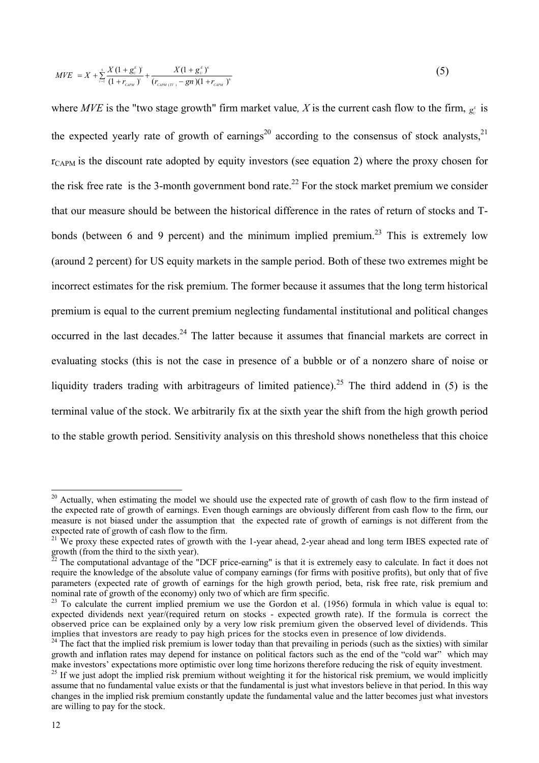$$MVE = X + \sum_{t=1}^{5} \frac{X(1+g_U^E)^t}{(1+r_{CAPM})^t} + \frac{X(1+g_U^E)^6}{(r_{CAPM(TV)} - gn)(1+r_{CAPM})^6} \tag{5}$$

where *MVE* is the "two stage growth" firm market value*, X* is the current cash flow to the firm, $g_U^E$ is the expected yearly rate of growth of earnings[20] according to the consensus of stock analysts,[21] $r_{CAPM}$ is the discount rate adopted by equity investors (see equation 2) where the proxy chosen for the risk free rate is the 3-month government bond rate.[22] For the stock market premium we consider that our measure should be between the historical difference in the rates of return of stocks and T-bonds (between 6 and 9 percent) and the minimum implied premium.[23] This is extremely low (around 2 percent) for US equity markets in the sample period. Both of these two extremes might be incorrect estimates for the risk premium. The former because it assumes that the long term historical premium is equal to the current premium neglecting fundamental institutional and political changes occurred in the last decades.[24] The latter because it assumes that financial markets are correct in evaluating stocks (this is not the case in presence of a bubble or of a nonzero share of noise or liquidity traders trading with arbitrageurs of limited patience).[25] The third addend in (5) is the terminal value of the stock. We arbitrarily fix at the sixth year the shift from the high growth period to the stable growth period. Sensitivity analysis on this threshold shows nonetheless that this choice

---

[20] Actually, when estimating the model we should use the expected rate of growth of cash flow to the firm instead of the expected rate of growth of earnings. Even though earnings are obviously different from cash flow to the firm, our measure is not biased under the assumption that the expected rate of growth of earnings is not different from the expected rate of growth of cash flow to the firm.

[21] We proxy these expected rates of growth with the 1-year ahead, 2-year ahead and long term IBES expected rate of growth (from the third to the sixth year).

[22] The computational advantage of the "DCF price-earning" is that it is extremely easy to calculate. In fact it does not require the knowledge of the absolute value of company earnings (for firms with positive profits), but only that of five parameters (expected rate of growth of earnings for the high growth period, beta, risk free rate, risk premium and nominal rate of growth of the economy) only two of which are firm specific.

[23] To calculate the current implied premium we use the Gordon et al. (1956) formula in which value is equal to: expected dividends next year/(required return on stocks - expected growth rate). If the formula is correct the observed price can be explained only by a very low risk premium given the observed level of dividends. This implies that investors are ready to pay high prices for the stocks even in presence of low dividends.

[24] The fact that the implied risk premium is lower today than that prevailing in periods (such as the sixties) with similar growth and inflation rates may depend for instance on political factors such as the end of the "cold war" which may make investors' expectations more optimistic over long time horizons therefore reducing the risk of equity investment.

[25] If we just adopt the implied risk premium without weighting it for the historical risk premium, we would implicitly assume that no fundamental value exists or that the fundamental is just what investors believe in that period. In this way changes in the implied risk premium constantly update the fundamental value and the latter becomes just what investors are willing to pay for the stock.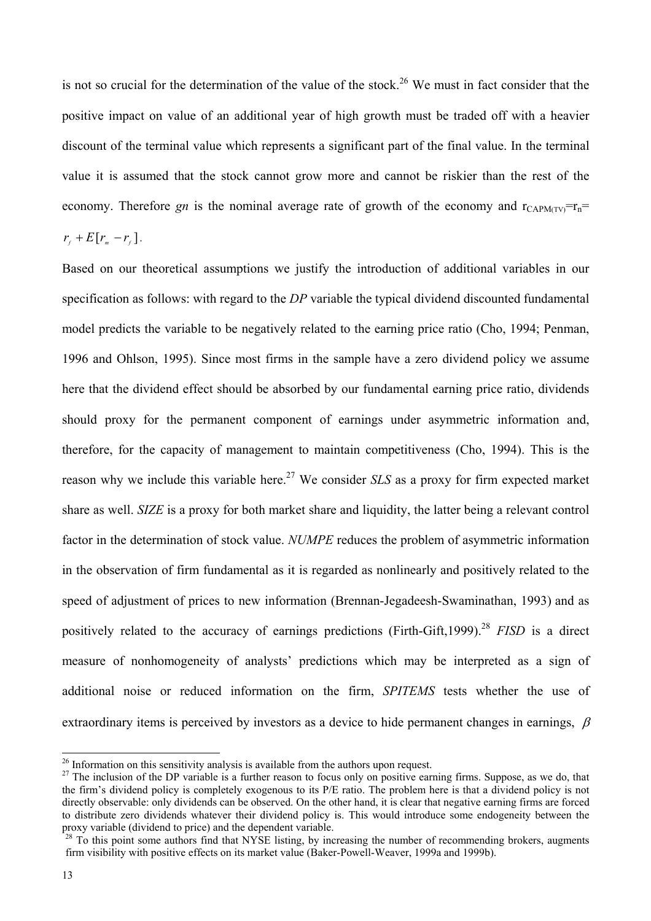is not so crucial for the determination of the value of the stock.[26] We must in fact consider that the positive impact on value of an additional year of high growth must be traded off with a heavier discount of the terminal value which represents a significant part of the final value. In the terminal value it is assumed that the stock cannot grow more and cannot be riskier than the rest of the economy. Therefore *gn* is the nominal average rate of growth of the economy and $r_{CAPM(TV)}=r_n=r_f+E[r_m-r_f]$.

Based on our theoretical assumptions we justify the introduction of additional variables in our specification as follows: with regard to the *DP* variable the typical dividend discounted fundamental model predicts the variable to be negatively related to the earning price ratio (Cho, 1994; Penman, 1996 and Ohlson, 1995). Since most firms in the sample have a zero dividend policy we assume here that the dividend effect should be absorbed by our fundamental earning price ratio, dividends should proxy for the permanent component of earnings under asymmetric information and, therefore, for the capacity of management to maintain competitiveness (Cho, 1994). This is the reason why we include this variable here.[27] We consider *SLS* as a proxy for firm expected market share as well. *SIZE* is a proxy for both market share and liquidity, the latter being a relevant control factor in the determination of stock value. *NUMPE* reduces the problem of asymmetric information in the observation of firm fundamental as it is regarded as nonlinearly and positively related to the speed of adjustment of prices to new information (Brennan-Jegadeesh-Swaminathan, 1993) and as positively related to the accuracy of earnings predictions (Firth-Gift,1999).[28] *FISD* is a direct measure of nonhomogeneity of analysts' predictions which may be interpreted as a sign of additional noise or reduced information on the firm, *SPITEMS* tests whether the use of extraordinary items is perceived by investors as a device to hide permanent changes in earnings, $\beta$

---

[26] Information on this sensitivity analysis is available from the authors upon request.

[27] The inclusion of the DP variable is a further reason to focus only on positive earning firms. Suppose, as we do, that the firm's dividend policy is completely exogenous to its P/E ratio. The problem here is that a dividend policy is not directly observable: only dividends can be observed. On the other hand, it is clear that negative earning firms are forced to distribute zero dividends whatever their dividend policy is. This would introduce some endogeneity between the proxy variable (dividend to price) and the dependent variable.

[28] To this point some authors find that NYSE listing, by increasing the number of recommending brokers, augments firm visibility with positive effects on its market value (Baker-Powell-Weaver, 1999a and 1999b).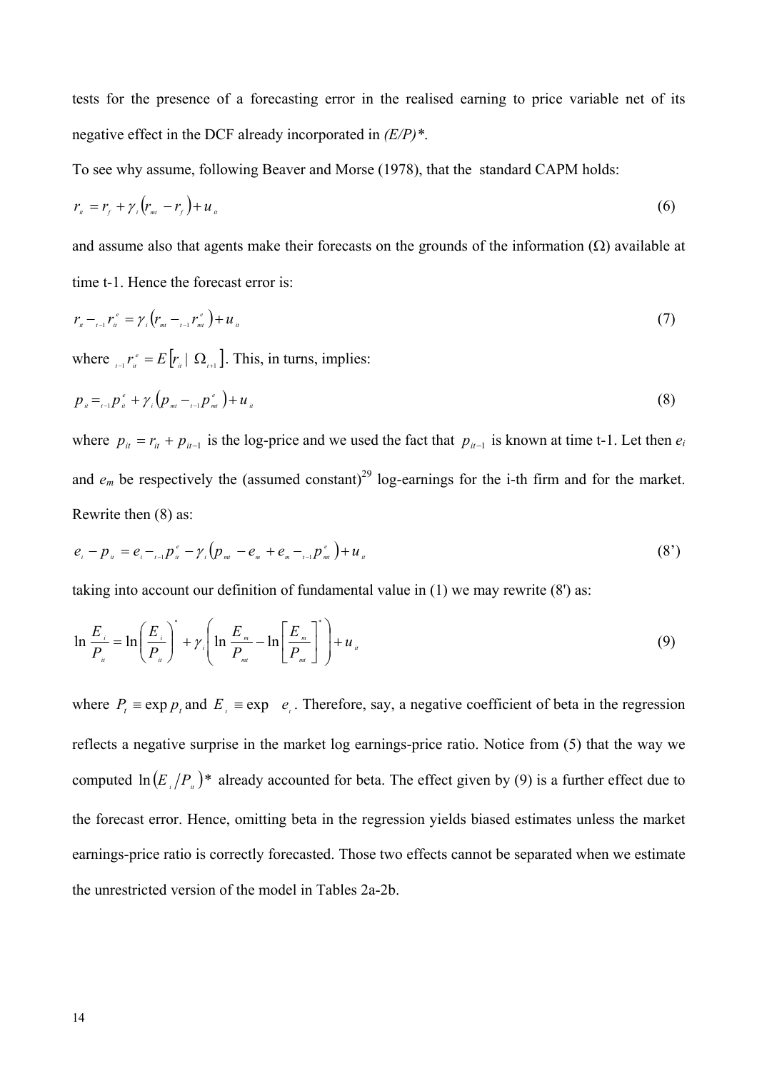tests for the presence of a forecasting error in the realised earning to price variable net of its negative effect in the DCF already incorporated in *(E/P)\**.

To see why assume, following Beaver and Morse (1978), that the standard CAPM holds:

$$r_{it} = r_f + \gamma_i \left(r_{mt} - r_f\right) + u_{it} \tag{6}$$

and assume also that agents make their forecasts on the grounds of the information ($\Omega$) available at time t-1. Hence the forecast error is:

$$r_{it} - {}_{t-1}r_{it}^{e} = \gamma_i \left(r_{mt} - {}_{t-1}r_{mt}^{e}\right) + u_{it} \tag{7}$$

where ${}_{t-1}r_{it}^{e} = E\left[r_{it} \mid \Omega_{t+1}\right]$. This, in turns, implies:

$$p_{it} = {}_{t-1}p_{it}^{e} + \gamma_i \left(p_{mt} - {}_{t-1}p_{mt}^{e}\right) + u_{it} \tag{8}$$

where $p_{it} = r_{it} + p_{it-1}$ is the log-price and we used the fact that $p_{it-1}$ is known at time t-1. Let then $e_i$ and $e_m$ be respectively the (assumed constant)[29] log-earnings for the i-th firm and for the market. Rewrite then (8) as:

$$e_i - p_{it} = e_i - {}_{t-1}p_{it}^{e} - \gamma_i \left(p_{mt} - e_m + e_m - {}_{t-1}p_{mt}^{e}\right) + u_{it} \tag{8'}$$

taking into account our definition of fundamental value in (1) we may rewrite (8') as:

$$\ln \frac{E_i}{P_{it}} = \ln \left(\frac{E_i}{P_{it}}\right)^{*} + \gamma_i \left(\ln \frac{E_m}{P_{mt}} - \ln \left[\frac{E_m}{P_{mt}}\right]^{*}\right) + u_{it} \tag{9}$$

where $P_t \equiv \exp p_t$ and $E_t \equiv \exp \quad e_t$. Therefore, say, a negative coefficient of beta in the regression reflects a negative surprise in the market log earnings-price ratio. Notice from (5) that the way we computed $\ln\left(E_i / P_{it}\right)^{*}$ already accounted for beta. The effect given by (9) is a further effect due to the forecast error. Hence, omitting beta in the regression yields biased estimates unless the market earnings-price ratio is correctly forecasted. Those two effects cannot be separated when we estimate the unrestricted version of the model in Tables 2a-2b.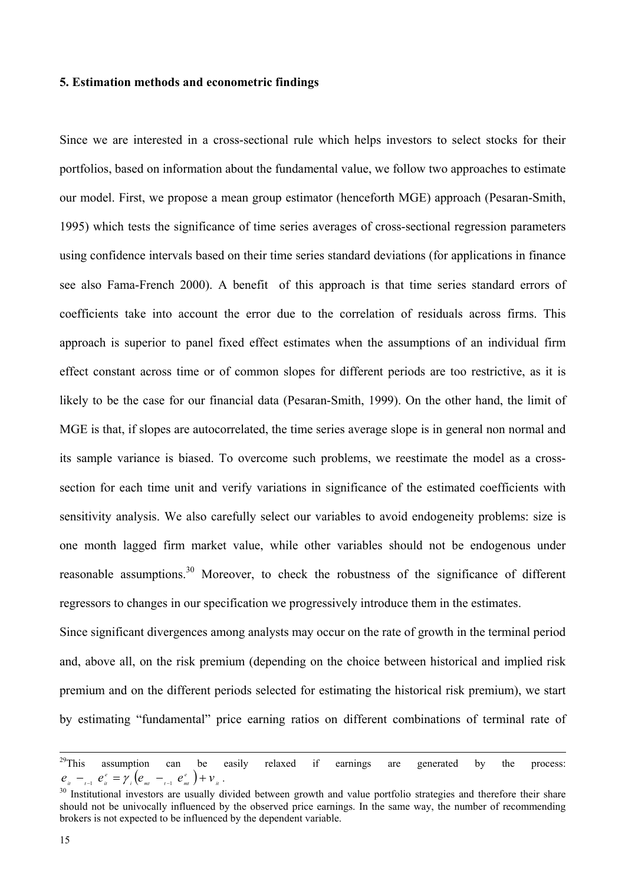### 5. Estimation methods and econometric findings

Since we are interested in a cross-sectional rule which helps investors to select stocks for their portfolios, based on information about the fundamental value, we follow two approaches to estimate our model. First, we propose a mean group estimator (henceforth MGE) approach (Pesaran-Smith, 1995) which tests the significance of time series averages of cross-sectional regression parameters using confidence intervals based on their time series standard deviations (for applications in finance see also Fama-French 2000). A benefit of this approach is that time series standard errors of coefficients take into account the error due to the correlation of residuals across firms. This approach is superior to panel fixed effect estimates when the assumptions of an individual firm effect constant across time or of common slopes for different periods are too restrictive, as it is likely to be the case for our financial data (Pesaran-Smith, 1999). On the other hand, the limit of MGE is that, if slopes are autocorrelated, the time series average slope is in general non normal and its sample variance is biased. To overcome such problems, we reestimate the model as a cross-section for each time unit and verify variations in significance of the estimated coefficients with sensitivity analysis. We also carefully select our variables to avoid endogeneity problems: size is one month lagged firm market value, while other variables should not be endogenous under reasonable assumptions.[30] Moreover, to check the robustness of the significance of different regressors to changes in our specification we progressively introduce them in the estimates.

Since significant divergences among analysts may occur on the rate of growth in the terminal period and, above all, on the risk premium (depending on the choice between historical and implied risk premium and on the different periods selected for estimating the historical risk premium), we start by estimating "fundamental" price earning ratios on different combinations of terminal rate of

---

[29] This assumption can be easily relaxed if earnings are generated by the process: $e_{it} - {}_{t-1}e^{e}_{it} = \gamma_i \left(e_{mt} - {}_{t-1}e^{e}_{mt}\right) + v_{it}$.

[30] Institutional investors are usually divided between growth and value portfolio strategies and therefore their share should not be univocally influenced by the observed price earnings. In the same way, the number of recommending brokers is not expected to be influenced by the dependent variable.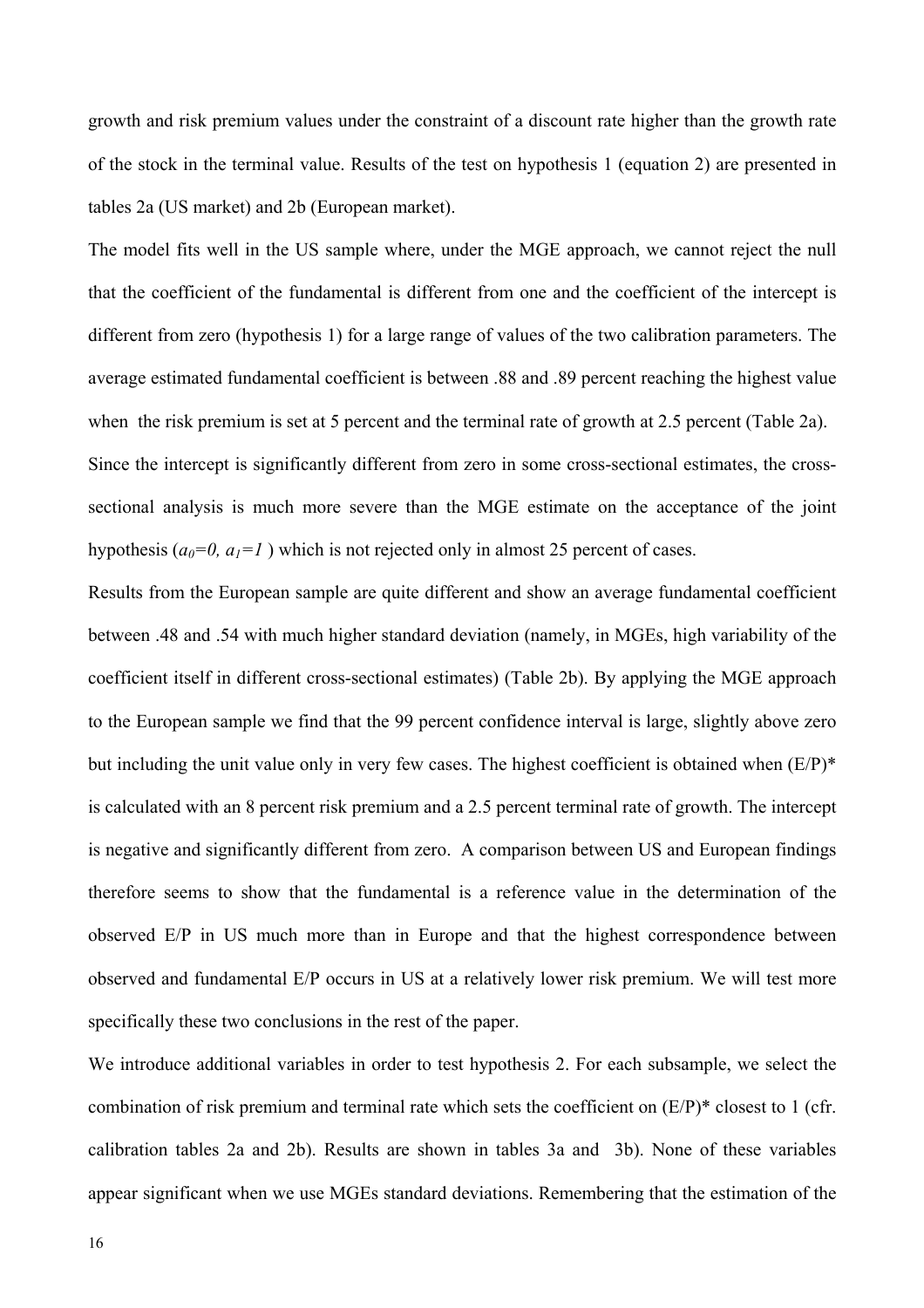growth and risk premium values under the constraint of a discount rate higher than the growth rate of the stock in the terminal value. Results of the test on hypothesis 1 (equation 2) are presented in tables 2a (US market) and 2b (European market).

The model fits well in the US sample where, under the MGE approach, we cannot reject the null that the coefficient of the fundamental is different from one and the coefficient of the intercept is different from zero (hypothesis 1) for a large range of values of the two calibration parameters. The average estimated fundamental coefficient is between .88 and .89 percent reaching the highest value when the risk premium is set at 5 percent and the terminal rate of growth at 2.5 percent (Table 2a).

Since the intercept is significantly different from zero in some cross-sectional estimates, the cross-sectional analysis is much more severe than the MGE estimate on the acceptance of the joint hypothesis ($a_0=0,\ a_1=1$ ) which is not rejected only in almost 25 percent of cases.

Results from the European sample are quite different and show an average fundamental coefficient between .48 and .54 with much higher standard deviation (namely, in MGEs, high variability of the coefficient itself in different cross-sectional estimates) (Table 2b). By applying the MGE approach to the European sample we find that the 99 percent confidence interval is large, slightly above zero but including the unit value only in very few cases. The highest coefficient is obtained when (E/P)* is calculated with an 8 percent risk premium and a 2.5 percent terminal rate of growth. The intercept is negative and significantly different from zero. A comparison between US and European findings therefore seems to show that the fundamental is a reference value in the determination of the observed E/P in US much more than in Europe and that the highest correspondence between observed and fundamental E/P occurs in US at a relatively lower risk premium. We will test more specifically these two conclusions in the rest of the paper.

We introduce additional variables in order to test hypothesis 2. For each subsample, we select the combination of risk premium and terminal rate which sets the coefficient on (E/P)* closest to 1 (cfr. calibration tables 2a and 2b). Results are shown in tables 3a and 3b). None of these variables appear significant when we use MGEs standard deviations. Remembering that the estimation of the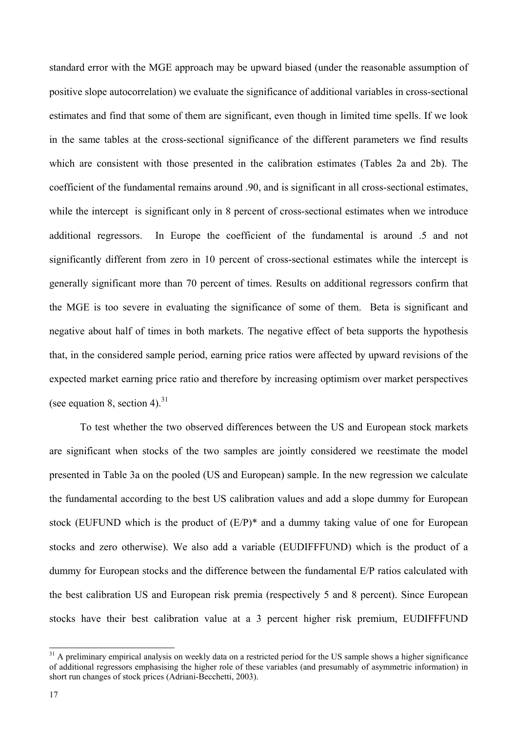standard error with the MGE approach may be upward biased (under the reasonable assumption of positive slope autocorrelation) we evaluate the significance of additional variables in cross-sectional estimates and find that some of them are significant, even though in limited time spells. If we look in the same tables at the cross-sectional significance of the different parameters we find results which are consistent with those presented in the calibration estimates (Tables 2a and 2b). The coefficient of the fundamental remains around .90, and is significant in all cross-sectional estimates, while the intercept is significant only in 8 percent of cross-sectional estimates when we introduce additional regressors. In Europe the coefficient of the fundamental is around .5 and not significantly different from zero in 10 percent of cross-sectional estimates while the intercept is generally significant more than 70 percent of times. Results on additional regressors confirm that the MGE is too severe in evaluating the significance of some of them. Beta is significant and negative about half of times in both markets. The negative effect of beta supports the hypothesis that, in the considered sample period, earning price ratios were affected by upward revisions of the expected market earning price ratio and therefore by increasing optimism over market perspectives (see equation 8, section 4).[31]

To test whether the two observed differences between the US and European stock markets are significant when stocks of the two samples are jointly considered we reestimate the model presented in Table 3a on the pooled (US and European) sample. In the new regression we calculate the fundamental according to the best US calibration values and add a slope dummy for European stock (EUFUND which is the product of (E/P)* and a dummy taking value of one for European stocks and zero otherwise). We also add a variable (EUDIFFFUND) which is the product of a dummy for European stocks and the difference between the fundamental E/P ratios calculated with the best calibration US and European risk premia (respectively 5 and 8 percent). Since European stocks have their best calibration value at a 3 percent higher risk premium, EUDIFFFUND

[31] A preliminary empirical analysis on weekly data on a restricted period for the US sample shows a higher significance of additional regressors emphasising the higher role of these variables (and presumably of asymmetric information) in short run changes of stock prices (Adriani-Becchetti, 2003).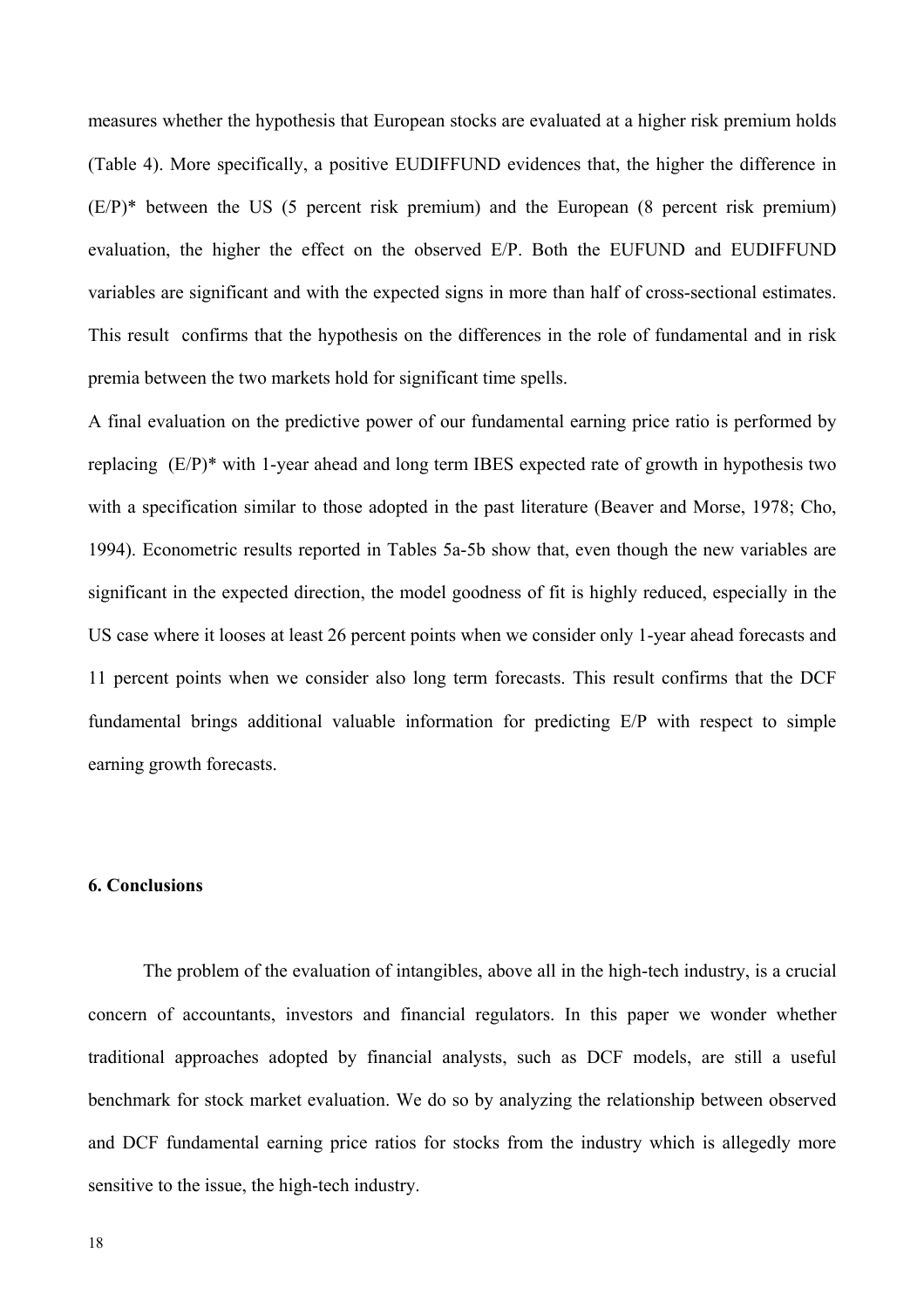measures whether the hypothesis that European stocks are evaluated at a higher risk premium holds (Table 4). More specifically, a positive EUDIFFUND evidences that, the higher the difference in (E/P)* between the US (5 percent risk premium) and the European (8 percent risk premium) evaluation, the higher the effect on the observed E/P. Both the EUFUND and EUDIFFUND variables are significant and with the expected signs in more than half of cross-sectional estimates. This result confirms that the hypothesis on the differences in the role of fundamental and in risk premia between the two markets hold for significant time spells.

A final evaluation on the predictive power of our fundamental earning price ratio is performed by replacing (E/P)* with 1-year ahead and long term IBES expected rate of growth in hypothesis two with a specification similar to those adopted in the past literature (Beaver and Morse, 1978; Cho, 1994). Econometric results reported in Tables 5a-5b show that, even though the new variables are significant in the expected direction, the model goodness of fit is highly reduced, especially in the US case where it looses at least 26 percent points when we consider only 1-year ahead forecasts and 11 percent points when we consider also long term forecasts. This result confirms that the DCF fundamental brings additional valuable information for predicting E/P with respect to simple earning growth forecasts.

### 6. Conclusions

The problem of the evaluation of intangibles, above all in the high-tech industry, is a crucial concern of accountants, investors and financial regulators. In this paper we wonder whether traditional approaches adopted by financial analysts, such as DCF models, are still a useful benchmark for stock market evaluation. We do so by analyzing the relationship between observed and DCF fundamental earning price ratios for stocks from the industry which is allegedly more sensitive to the issue, the high-tech industry.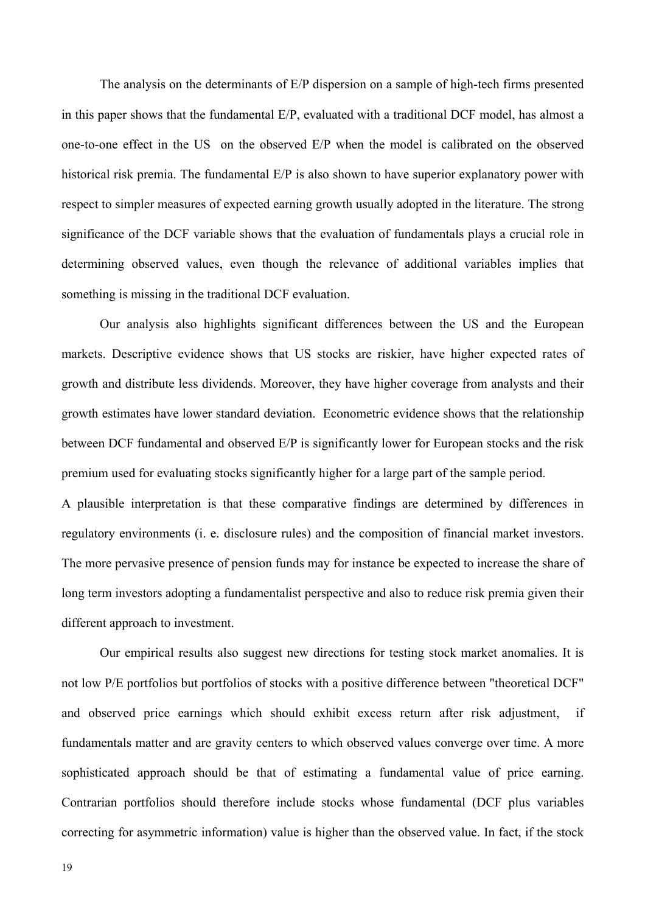The analysis on the determinants of E/P dispersion on a sample of high-tech firms presented in this paper shows that the fundamental E/P, evaluated with a traditional DCF model, has almost a one-to-one effect in the US on the observed E/P when the model is calibrated on the observed historical risk premia. The fundamental E/P is also shown to have superior explanatory power with respect to simpler measures of expected earning growth usually adopted in the literature. The strong significance of the DCF variable shows that the evaluation of fundamentals plays a crucial role in determining observed values, even though the relevance of additional variables implies that something is missing in the traditional DCF evaluation.

Our analysis also highlights significant differences between the US and the European markets. Descriptive evidence shows that US stocks are riskier, have higher expected rates of growth and distribute less dividends. Moreover, they have higher coverage from analysts and their growth estimates have lower standard deviation. Econometric evidence shows that the relationship between DCF fundamental and observed E/P is significantly lower for European stocks and the risk premium used for evaluating stocks significantly higher for a large part of the sample period.

A plausible interpretation is that these comparative findings are determined by differences in regulatory environments (i. e. disclosure rules) and the composition of financial market investors. The more pervasive presence of pension funds may for instance be expected to increase the share of long term investors adopting a fundamentalist perspective and also to reduce risk premia given their different approach to investment.

Our empirical results also suggest new directions for testing stock market anomalies. It is not low P/E portfolios but portfolios of stocks with a positive difference between "theoretical DCF" and observed price earnings which should exhibit excess return after risk adjustment, if fundamentals matter and are gravity centers to which observed values converge over time. A more sophisticated approach should be that of estimating a fundamental value of price earning. Contrarian portfolios should therefore include stocks whose fundamental (DCF plus variables correcting for asymmetric information) value is higher than the observed value. In fact, if the stock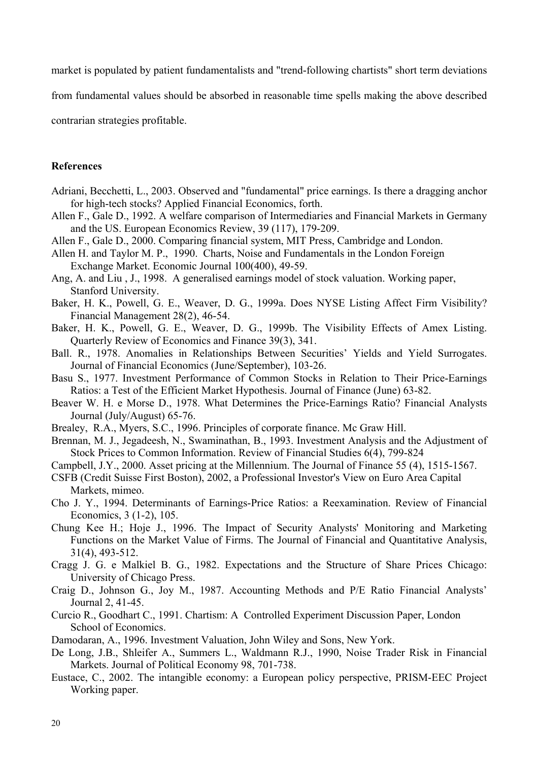market is populated by patient fundamentalists and "trend-following chartists" short term deviations from fundamental values should be absorbed in reasonable time spells making the above described contrarian strategies profitable.

## References

Adriani, Becchetti, L., 2003. Observed and "fundamental" price earnings. Is there a dragging anchor for high-tech stocks? Applied Financial Economics, forth.

Allen F., Gale D., 1992. A welfare comparison of Intermediaries and Financial Markets in Germany and the US. European Economics Review, 39 (117), 179-209.

Allen F., Gale D., 2000. Comparing financial system, MIT Press, Cambridge and London.

Allen H. and Taylor M. P., 1990. Charts, Noise and Fundamentals in the London Foreign Exchange Market. Economic Journal 100(400), 49-59.

Ang, A. and Liu , J., 1998. A generalised earnings model of stock valuation. Working paper, Stanford University.

Baker, H. K., Powell, G. E., Weaver, D. G., 1999a. Does NYSE Listing Affect Firm Visibility? Financial Management 28(2), 46-54.

Baker, H. K., Powell, G. E., Weaver, D. G., 1999b. The Visibility Effects of Amex Listing. Quarterly Review of Economics and Finance 39(3), 341.

Ball. R., 1978. Anomalies in Relationships Between Securities' Yields and Yield Surrogates. Journal of Financial Economics (June/September), 103-26.

Basu S., 1977. Investment Performance of Common Stocks in Relation to Their Price-Earnings Ratios: a Test of the Efficient Market Hypothesis. Journal of Finance (June) 63-82.

Beaver W. H. e Morse D., 1978. What Determines the Price-Earnings Ratio? Financial Analysts Journal (July/August) 65-76.

Brealey, R.A., Myers, S.C., 1996. Principles of corporate finance. Mc Graw Hill.

Brennan, M. J., Jegadeesh, N., Swaminathan, B., 1993. Investment Analysis and the Adjustment of Stock Prices to Common Information. Review of Financial Studies 6(4), 799-824

Campbell, J.Y., 2000. Asset pricing at the Millennium. The Journal of Finance 55 (4), 1515-1567.

CSFB (Credit Suisse First Boston), 2002, a Professional Investor's View on Euro Area Capital Markets, mimeo.

Cho J. Y., 1994. Determinants of Earnings-Price Ratios: a Reexamination. Review of Financial Economics, 3 (1-2), 105.

Chung Kee H.; Hoje J., 1996. The Impact of Security Analysts' Monitoring and Marketing Functions on the Market Value of Firms. The Journal of Financial and Quantitative Analysis, 31(4), 493-512.

Cragg J. G. e Malkiel B. G., 1982. Expectations and the Structure of Share Prices Chicago: University of Chicago Press.

Craig D., Johnson G., Joy M., 1987. Accounting Methods and P/E Ratio Financial Analysts' Journal 2, 41-45.

Curcio R., Goodhart C., 1991. Chartism: A Controlled Experiment Discussion Paper, London School of Economics.

Damodaran, A., 1996. Investment Valuation, John Wiley and Sons, New York.

De Long, J.B., Shleifer A., Summers L., Waldmann R.J., 1990, Noise Trader Risk in Financial Markets. Journal of Political Economy 98, 701-738.

Eustace, C., 2002. The intangible economy: a European policy perspective, PRISM-EEC Project Working paper.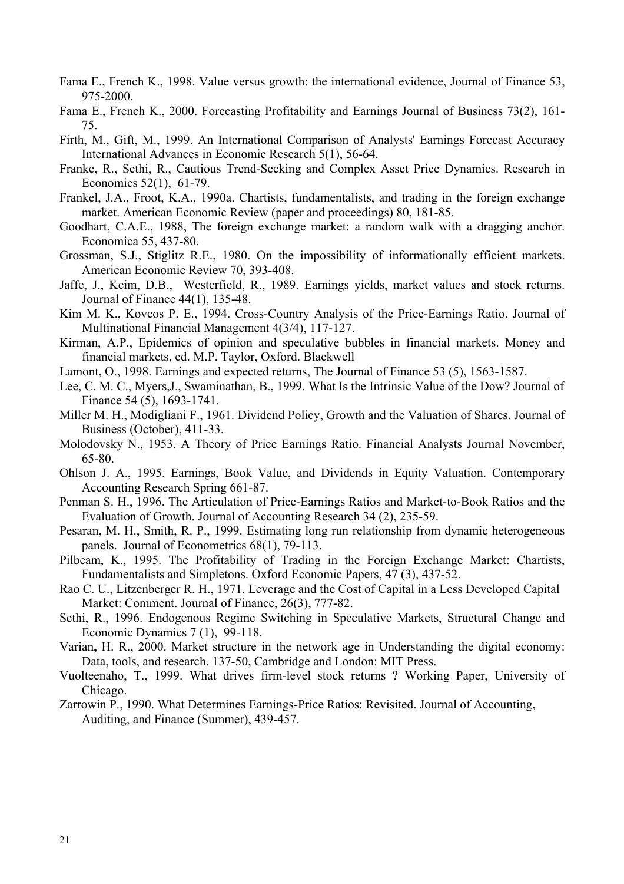Fama E., French K., 1998. Value versus growth: the international evidence, Journal of Finance 53, 975-2000.

Fama E., French K., 2000. Forecasting Profitability and Earnings Journal of Business 73(2), 161-75.

Firth, M., Gift, M., 1999. An International Comparison of Analysts' Earnings Forecast Accuracy International Advances in Economic Research 5(1), 56-64.

Franke, R., Sethi, R., Cautious Trend-Seeking and Complex Asset Price Dynamics. Research in Economics 52(1), 61-79.

Frankel, J.A., Froot, K.A., 1990a. Chartists, fundamentalists, and trading in the foreign exchange market. American Economic Review (paper and proceedings) 80, 181-85.

Goodhart, C.A.E., 1988, The foreign exchange market: a random walk with a dragging anchor. Economica 55, 437-80.

Grossman, S.J., Stiglitz R.E., 1980. On the impossibility of informationally efficient markets. American Economic Review 70, 393-408.

Jaffe, J., Keim, D.B., Westerfield, R., 1989. Earnings yields, market values and stock returns. Journal of Finance 44(1), 135-48.

Kim M. K., Koveos P. E., 1994. Cross-Country Analysis of the Price-Earnings Ratio. Journal of Multinational Financial Management 4(3/4), 117-127.

Kirman, A.P., Epidemics of opinion and speculative bubbles in financial markets. Money and financial markets, ed. M.P. Taylor, Oxford. Blackwell

Lamont, O., 1998. Earnings and expected returns, The Journal of Finance 53 (5), 1563-1587.

Lee, C. M. C., Myers,J., Swaminathan, B., 1999. What Is the Intrinsic Value of the Dow? Journal of Finance 54 (5), 1693-1741.

Miller M. H., Modigliani F., 1961. Dividend Policy, Growth and the Valuation of Shares. Journal of Business (October), 411-33.

Molodovsky N., 1953. A Theory of Price Earnings Ratio. Financial Analysts Journal November, 65-80.

Ohlson J. A., 1995. Earnings, Book Value, and Dividends in Equity Valuation. Contemporary Accounting Research Spring 661-87.

Penman S. H., 1996. The Articulation of Price-Earnings Ratios and Market-to-Book Ratios and the Evaluation of Growth. Journal of Accounting Research 34 (2), 235-59.

Pesaran, M. H., Smith, R. P., 1999. Estimating long run relationship from dynamic heterogeneous panels. Journal of Econometrics 68(1), 79-113.

Pilbeam, K., 1995. The Profitability of Trading in the Foreign Exchange Market: Chartists, Fundamentalists and Simpletons. Oxford Economic Papers, 47 (3), 437-52.

Rao C. U., Litzenberger R. H., 1971. Leverage and the Cost of Capital in a Less Developed Capital Market: Comment. Journal of Finance, 26(3), 777-82.

Sethi, R., 1996. Endogenous Regime Switching in Speculative Markets, Structural Change and Economic Dynamics 7 (1), 99-118.

Varian, H. R., 2000. Market structure in the network age in Understanding the digital economy: Data, tools, and research. 137-50, Cambridge and London: MIT Press.

Vuolteenaho, T., 1999. What drives firm-level stock returns ? Working Paper, University of Chicago.

Zarrowin P., 1990. What Determines Earnings-Price Ratios: Revisited. Journal of Accounting, Auditing, and Finance (Summer), 439-457.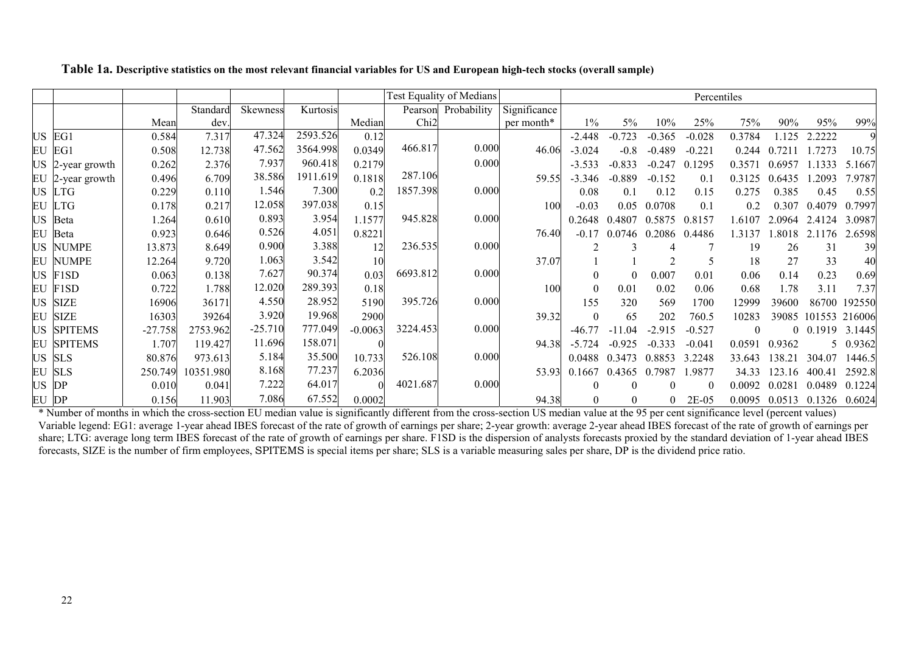**Table 1a. Descriptive statistics on the most relevant financial variables for US and European high-tech stocks (overall sample)**

| | | | | | | | Test Equality of Medians | | | Percentiles | | | | | | | |
|---|---|---|---|---|---|---|---|---|---|---|---|---|---|---|---|---|---|
| | | Mean | Standard dev. | Skewness | Kurtosis | Median | Pearson Chi2 | Probability | Significance per month* | 1% | 5% | 10% | 25% | 75% | 90% | 95% | 99% |
| US | EG1 | 0.584 | 7.317 | 47.324 | 2593.526 | 0.12 | | | | -2.448 | -0.723 | -0.365 | -0.028 | 0.3784 | 1.125 | 2.2222 | 9 |
| EU | EG1 | 0.508 | 12.738 | 47.562 | 3564.998 | 0.0349 | 466.817 | 0.000 | 46.06 | -3.024 | -0.8 | -0.489 | -0.221 | 0.244 | 0.7211 | 1.7273 | 10.75 |
| US | 2-year growth | 0.262 | 2.376 | 7.937 | 960.418 | 0.2179 | | 0.000 | | -3.533 | -0.833 | -0.247 | 0.1295 | 0.3571 | 0.6957 | 1.1333 | 5.1667 |
| EU | 2-year growth | 0.496 | 6.709 | 38.586 | 1911.619 | 0.1818 | 287.106 | | 59.55 | -3.346 | -0.889 | -0.152 | 0.1 | 0.3125 | 0.6435 | 1.2093 | 7.9787 |
| US | LTG | 0.229 | 0.110 | 1.546 | 7.300 | 0.2 | 1857.398 | 0.000 | | 0.08 | 0.1 | 0.12 | 0.15 | 0.275 | 0.385 | 0.45 | 0.55 |
| EU | LTG | 0.178 | 0.217 | 12.058 | 397.038 | 0.15 | | | 100 | -0.03 | 0.05 | 0.0708 | 0.1 | 0.2 | 0.307 | 0.4079 | 0.7997 |
| US | Beta | 1.264 | 0.610 | 0.893 | 3.954 | 1.1577 | 945.828 | 0.000 | | 0.2648 | 0.4807 | 0.5875 | 0.8157 | 1.6107 | 2.0964 | 2.4124 | 3.0987 |
| EU | Beta | 0.923 | 0.646 | 0.526 | 4.051 | 0.8221 | | | 76.40 | -0.17 | 0.0746 | 0.2086 | 0.4486 | 1.3137 | 1.8018 | 2.1176 | 2.6598 |
| US | NUMPE | 13.873 | 8.649 | 0.900 | 3.388 | 12 | 236.535 | 0.000 | | 2 | 3 | 4 | 7 | 19 | 26 | 31 | 39 |
| EU | NUMPE | 12.264 | 9.720 | 1.063 | 3.542 | 10 | | | 37.07 | 1 | 1 | 2 | 5 | 18 | 27 | 33 | 40 |
| US | F1SD | 0.063 | 0.138 | 7.627 | 90.374 | 0.03 | 6693.812 | 0.000 | | 0 | 0 | 0.007 | 0.01 | 0.06 | 0.14 | 0.23 | 0.69 |
| EU | F1SD | 0.722 | 1.788 | 12.020 | 289.393 | 0.18 | | | 100 | 0 | 0.01 | 0.02 | 0.06 | 0.68 | 1.78 | 3.11 | 7.37 |
| US | SIZE | 16906 | 36171 | 4.550 | 28.952 | 5190 | 395.726 | 0.000 | | 155 | 320 | 569 | 1700 | 12999 | 39600 | 86700 | 192550 |
| EU | SIZE | 16303 | 39264 | 3.920 | 19.968 | 2900 | | | 39.32 | 0 | 65 | 202 | 760.5 | 10283 | 39085 | 101553 | 216006 |
| US | SPITEMS | -27.758 | 2753.962 | -25.710 | 777.049 | -0.0063 | 3224.453 | 0.000 | | -46.77 | -11.04 | -2.915 | -0.527 | 0 | 0 | 0.1919 | 3.1445 |
| EU | SPITEMS | 1.707 | 119.427 | 11.696 | 158.071 | 0 | | | 94.38 | -5.724 | -0.925 | -0.333 | -0.041 | 0.0591 | 0.9362 | 5 | 0.9362 |
| US | SLS | 80.876 | 973.613 | 5.184 | 35.500 | 10.733 | 526.108 | 0.000 | | 0.0488 | 0.3473 | 0.8853 | 3.2248 | 33.643 | 138.21 | 304.07 | 1446.5 |
| EU | SLS | 250.749 | 10351.980 | 8.168 | 77.237 | 6.2036 | | | 53.93 | 0.1667 | 0.4365 | 0.7987 | 1.9877 | 34.33 | 123.16 | 400.41 | 2592.8 |
| US | DP | 0.010 | 0.041 | 7.222 | 64.017 | 0 | 4021.687 | 0.000 | | 0 | 0 | 0 | 0 | 0.0092 | 0.0281 | 0.0489 | 0.1224 |
| EU | DP | 0.156 | 11.903 | 7.086 | 67.552 | 0.0002 | | | 94.38 | 0 | 0 | 0 | 2E-05 | 0.0095 | 0.0513 | 0.1326 | 0.6024 |

\* Number of months in which the cross-section EU median value is significantly different from the cross-section US median value at the 95 per cent significance level (percent values)
Variable legend: EG1: average 1-year ahead IBES forecast of the rate of growth of earnings per share; 2-year growth: average 2-year ahead IBES forecast of the rate of growth of earnings per share; LTG: average long term IBES forecast of the rate of growth of earnings per share. F1SD is the dispersion of analysts forecasts proxied by the standard deviation of 1-year ahead IBES forecasts, SIZE is the number of firm employees, SPITEMS is special items per share; SLS is a variable measuring sales per share, DP is the dividend price ratio.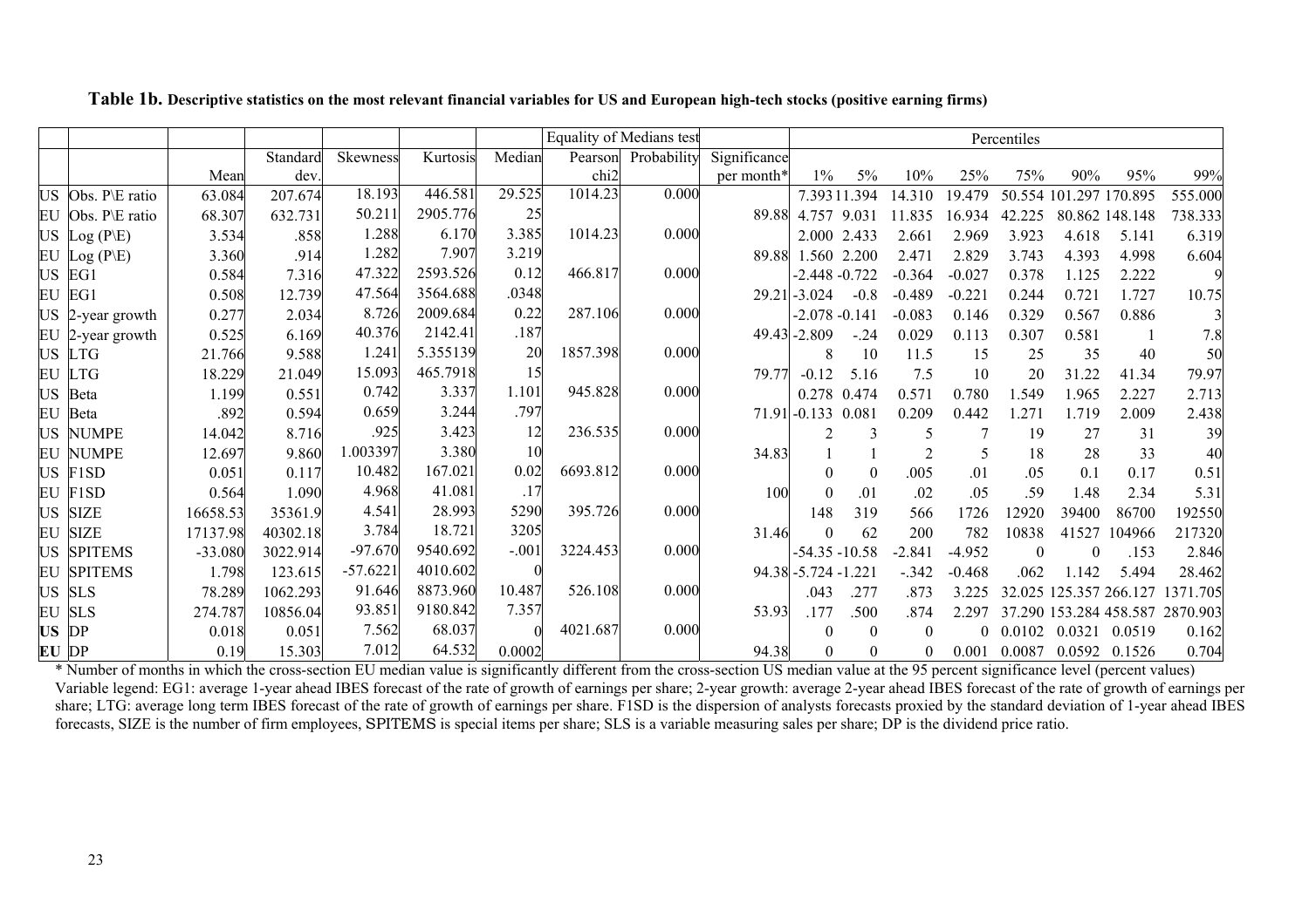**Table 1b. Descriptive statistics on the most relevant financial variables for US and European high-tech stocks (positive earning firms)**

| | | | | | | | Equality of Medians test | | | Percentiles | | | | | | | |
|---|---|---|---|---|---|---|---|---|---|---|---|---|---|---|---|---|---|
| | | Mean | Standard dev. | Skewness | Kurtosis | Median | Pearson chi2 | Probability | Significance per month* | 1% | 5% | 10% | 25% | 75% | 90% | 95% | 99% |
| US | Obs. P\E ratio | 63.084 | 207.674 | 18.193 | 446.581 | 29.525 | 1014.23 | 0.000 | | 7.393 | 11.394 | 14.310 | 19.479 | 50.554 | 101.297 | 170.895 | 555.000 |
| EU | Obs. P\E ratio | 68.307 | 632.731 | 50.211 | 2905.776 | 25 | | | 89.88 | 4.757 | 9.031 | 11.835 | 16.934 | 42.225 | 80.862 | 148.148 | 738.333 |
| US | Log (P\E) | 3.534 | .858 | 1.288 | 6.170 | 3.385 | 1014.23 | 0.000 | | 2.000 | 2.433 | 2.661 | 2.969 | 3.923 | 4.618 | 5.141 | 6.319 |
| EU | Log (P\E) | 3.360 | .914 | 1.282 | 7.907 | 3.219 | | | 89.88 | 1.560 | 2.200 | 2.471 | 2.829 | 3.743 | 4.393 | 4.998 | 6.604 |
| US | EG1 | 0.584 | 7.316 | 47.322 | 2593.526 | 0.12 | 466.817 | 0.000 | | -2.448 | -0.722 | -0.364 | -0.027 | 0.378 | 1.125 | 2.222 | 9 |
| EU | EG1 | 0.508 | 12.739 | 47.564 | 3564.688 | .0348 | | | 29.21 | -3.024 | -0.8 | -0.489 | -0.221 | 0.244 | 0.721 | 1.727 | 10.75 |
| US | 2-year growth | 0.277 | 2.034 | 8.726 | 2009.684 | 0.22 | 287.106 | 0.000 | | -2.078 | -0.141 | -0.083 | 0.146 | 0.329 | 0.567 | 0.886 | 3 |
| EU | 2-year growth | 0.525 | 6.169 | 40.376 | 2142.41 | .187 | | | 49.43 | -2.809 | -.24 | 0.029 | 0.113 | 0.307 | 0.581 | 1 | 7.8 |
| US | LTG | 21.766 | 9.588 | 1.241 | 5.355139 | 20 | 1857.398 | 0.000 | | 8 | 10 | 11.5 | 15 | 25 | 35 | 40 | 50 |
| EU | LTG | 18.229 | 21.049 | 15.093 | 465.7918 | 15 | | | 79.77 | -0.12 | 5.16 | 7.5 | 10 | 20 | 31.22 | 41.34 | 79.97 |
| US | Beta | 1.199 | 0.551 | 0.742 | 3.337 | 1.101 | 945.828 | 0.000 | | 0.278 | 0.474 | 0.571 | 0.780 | 1.549 | 1.965 | 2.227 | 2.713 |
| EU | Beta | .892 | 0.594 | 0.659 | 3.244 | .797 | | | 71.91 | -0.133 | 0.081 | 0.209 | 0.442 | 1.271 | 1.719 | 2.009 | 2.438 |
| US | NUMPE | 14.042 | 8.716 | .925 | 3.423 | 12 | 236.535 | 0.000 | | 2 | 3 | 5 | 7 | 19 | 27 | 31 | 39 |
| EU | NUMPE | 12.697 | 9.860 | 1.003397 | 3.380 | 10 | | | 34.83 | 1 | 1 | 2 | 5 | 18 | 28 | 33 | 40 |
| US | F1SD | 0.051 | 0.117 | 10.482 | 167.021 | 0.02 | 6693.812 | 0.000 | | 0 | 0 | .005 | .01 | .05 | 0.1 | 0.17 | 0.51 |
| EU | F1SD | 0.564 | 1.090 | 4.968 | 41.081 | .17 | | | 100 | 0 | .01 | .02 | .05 | .59 | 1.48 | 2.34 | 5.31 |
| US | SIZE | 16658.53 | 35361.9 | 4.541 | 28.993 | 5290 | 395.726 | 0.000 | | 148 | 319 | 566 | 1726 | 12920 | 39400 | 86700 | 192550 |
| EU | SIZE | 17137.98 | 40302.18 | 3.784 | 18.721 | 3205 | | | 31.46 | 0 | 62 | 200 | 782 | 10838 | 41527 | 104966 | 217320 |
| US | SPITEMS | -33.080 | 3022.914 | -97.670 | 9540.692 | -.001 | 3224.453 | 0.000 | | -54.35 | -10.58 | -2.841 | -4.952 | 0 | 0 | .153 | 2.846 |
| EU | SPITEMS | 1.798 | 123.615 | -57.6221 | 4010.602 | 0 | | | 94.38 | -5.724 | -1.221 | -.342 | -0.468 | .062 | 1.142 | 5.494 | 28.462 |
| US | SLS | 78.289 | 1062.293 | 91.646 | 8873.960 | 10.487 | 526.108 | 0.000 | | .043 | .277 | .873 | 3.225 | 32.025 | 125.357 | 266.127 | 1371.705 |
| EU | SLS | 274.787 | 10856.04 | 93.851 | 9180.842 | 7.357 | | | 53.93 | .177 | .500 | .874 | 2.297 | 37.290 | 153.284 | 458.587 | 2870.903 |
| **US** | DP | 0.018 | 0.051 | 7.562 | 68.037 | 0 | 4021.687 | 0.000 | | 0 | 0 | 0 | 0 | 0.0102 | 0.0321 | 0.0519 | 0.162 |
| **EU** | DP | 0.19 | 15.303 | 7.012 | 64.532 | 0.0002 | | | 94.38 | 0 | 0 | 0 | 0.001 | 0.0087 | 0.0592 | 0.1526 | 0.704 |

\* Number of months in which the cross-section EU median value is significantly different from the cross-section US median value at the 95 percent significance level (percent values)
Variable legend: EG1: average 1-year ahead IBES forecast of the rate of growth of earnings per share; 2-year growth: average 2-year ahead IBES forecast of the rate of growth of earnings per share; LTG: average long term IBES forecast of the rate of growth of earnings per share. F1SD is the dispersion of analysts forecasts proxied by the standard deviation of 1-year ahead IBES forecasts, SIZE is the number of firm employees, SPITEMS is special items per share; SLS is a variable measuring sales per share; DP is the dividend price ratio.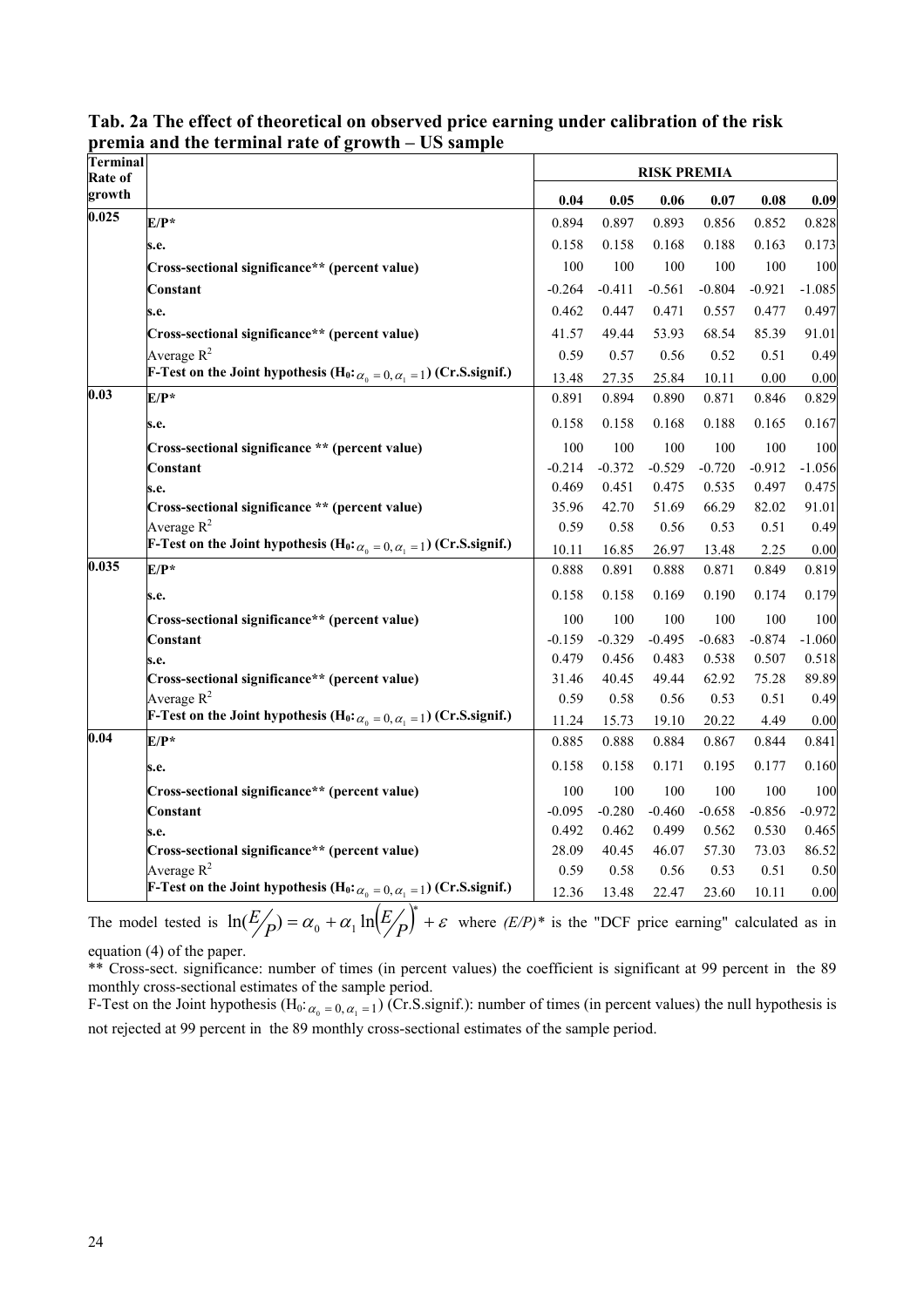**Tab. 2a The effect of theoretical on observed price earning under calibration of the risk premia and the terminal rate of growth – US sample**

| Terminal Rate of growth | | RISK PREMIA | | | | | |
|---|---|---|---|---|---|---|---|
| | | 0.04 | 0.05 | 0.06 | 0.07 | 0.08 | 0.09 |
| 0.025 | **E/P*** | 0.894 | 0.897 | 0.893 | 0.856 | 0.852 | 0.828 |
| | **s.e.** | 0.158 | 0.158 | 0.168 | 0.188 | 0.163 | 0.173 |
| | **Cross-sectional significance** (percent value)** | 100 | 100 | 100 | 100 | 100 | 100 |
| | **Constant** | -0.264 | -0.411 | -0.561 | -0.804 | -0.921 | -1.085 |
| | **s.e.** | 0.462 | 0.447 | 0.471 | 0.557 | 0.477 | 0.497 |
| | **Cross-sectional significance** (percent value)** | 41.57 | 49.44 | 53.93 | 68.54 | 85.39 | 91.01 |
| | Average $R^2$ | 0.59 | 0.57 | 0.56 | 0.52 | 0.51 | 0.49 |
| | **F-Test on the Joint hypothesis (H$_0$: $\alpha_0 = 0, \alpha_1 = 1$) (Cr.S.signif.)** | 13.48 | 27.35 | 25.84 | 10.11 | 0.00 | 0.00 |
| 0.03 | **E/P*** | 0.891 | 0.894 | 0.890 | 0.871 | 0.846 | 0.829 |
| | **s.e.** | 0.158 | 0.158 | 0.168 | 0.188 | 0.165 | 0.167 |
| | **Cross-sectional significance ** (percent value)** | 100 | 100 | 100 | 100 | 100 | 100 |
| | **Constant** | -0.214 | -0.372 | -0.529 | -0.720 | -0.912 | -1.056 |
| | **s.e.** | 0.469 | 0.451 | 0.475 | 0.535 | 0.497 | 0.475 |
| | **Cross-sectional significance ** (percent value)** | 35.96 | 42.70 | 51.69 | 66.29 | 82.02 | 91.01 |
| | Average $R^2$ | 0.59 | 0.58 | 0.56 | 0.53 | 0.51 | 0.49 |
| | **F-Test on the Joint hypothesis (H$_0$: $\alpha_0 = 0, \alpha_1 = 1$) (Cr.S.signif.)** | 10.11 | 16.85 | 26.97 | 13.48 | 2.25 | 0.00 |
| 0.035 | **E/P*** | 0.888 | 0.891 | 0.888 | 0.871 | 0.849 | 0.819 |
| | **s.e.** | 0.158 | 0.158 | 0.169 | 0.190 | 0.174 | 0.179 |
| | **Cross-sectional significance** (percent value)** | 100 | 100 | 100 | 100 | 100 | 100 |
| | **Constant** | -0.159 | -0.329 | -0.495 | -0.683 | -0.874 | -1.060 |
| | **s.e.** | 0.479 | 0.456 | 0.483 | 0.538 | 0.507 | 0.518 |
| | **Cross-sectional significance** (percent value)** | 31.46 | 40.45 | 49.44 | 62.92 | 75.28 | 89.89 |
| | Average $R^2$ | 0.59 | 0.58 | 0.56 | 0.53 | 0.51 | 0.49 |
| | **F-Test on the Joint hypothesis (H$_0$: $\alpha_0 = 0, \alpha_1 = 1$) (Cr.S.signif.)** | 11.24 | 15.73 | 19.10 | 20.22 | 4.49 | 0.00 |
| 0.04 | **E/P*** | 0.885 | 0.888 | 0.884 | 0.867 | 0.844 | 0.841 |
| | **s.e.** | 0.158 | 0.158 | 0.171 | 0.195 | 0.177 | 0.160 |
| | **Cross-sectional significance** (percent value)** | 100 | 100 | 100 | 100 | 100 | 100 |
| | **Constant** | -0.095 | -0.280 | -0.460 | -0.658 | -0.856 | -0.972 |
| | **s.e.** | 0.492 | 0.462 | 0.499 | 0.562 | 0.530 | 0.465 |
| | **Cross-sectional significance** (percent value)** | 28.09 | 40.45 | 46.07 | 57.30 | 73.03 | 86.52 |
| | Average $R^2$ | 0.59 | 0.58 | 0.56 | 0.53 | 0.51 | 0.50 |
| | **F-Test on the Joint hypothesis (H$_0$: $\alpha_0 = 0, \alpha_1 = 1$) (Cr.S.signif.)** | 12.36 | 13.48 | 22.47 | 23.60 | 10.11 | 0.00 |

The model tested is $\ln(E/P) = \alpha_0 + \alpha_1 \ln(E/P)^* + \varepsilon$ where *(E/P)** is the "DCF price earning" calculated as in equation (4) of the paper.

** Cross-sect. significance: number of times (in percent values) the coefficient is significant at 99 percent in the 89 monthly cross-sectional estimates of the sample period.

F-Test on the Joint hypothesis (H$_0$: $\alpha_0 = 0, \alpha_1 = 1$) (Cr.S.signif.): number of times (in percent values) the null hypothesis is not rejected at 99 percent in the 89 monthly cross-sectional estimates of the sample period.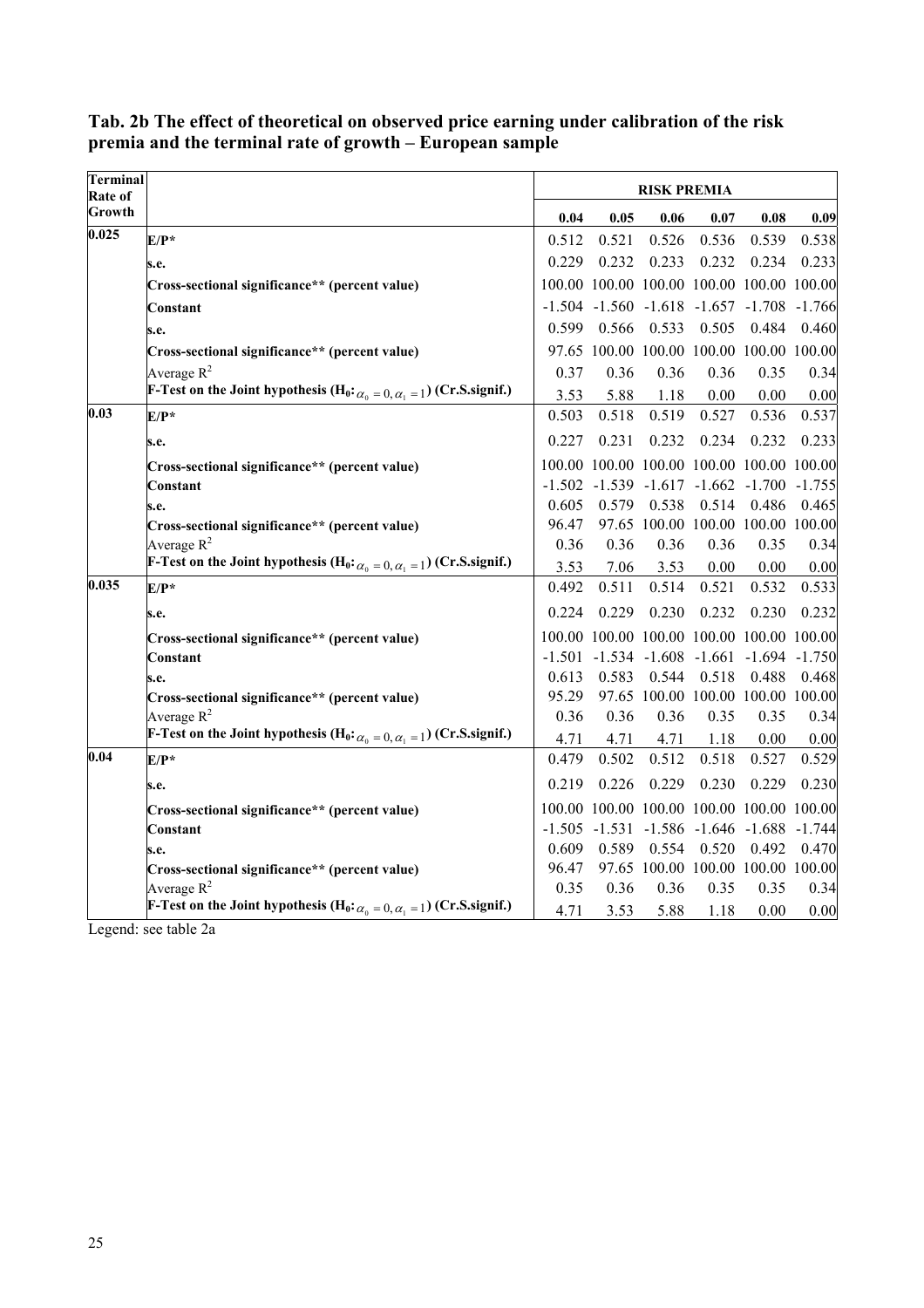**Tab. 2b The effect of theoretical on observed price earning under calibration of the risk premia and the terminal rate of growth – European sample**

| Terminal Rate of Growth | | RISK PREMIA | | | | | |
|---|---|---|---|---|---|---|---|
| | | 0.04 | 0.05 | 0.06 | 0.07 | 0.08 | 0.09 |
| 0.025 | **E/P*** | 0.512 | 0.521 | 0.526 | 0.536 | 0.539 | 0.538 |
| | **s.e.** | 0.229 | 0.232 | 0.233 | 0.232 | 0.234 | 0.233 |
| | **Cross-sectional significance** (percent value)** | 100.00 | 100.00 | 100.00 | 100.00 | 100.00 | 100.00 |
| | **Constant** | -1.504 | -1.560 | -1.618 | -1.657 | -1.708 | -1.766 |
| | **s.e.** | 0.599 | 0.566 | 0.533 | 0.505 | 0.484 | 0.460 |
| | **Cross-sectional significance** (percent value)** | 97.65 | 100.00 | 100.00 | 100.00 | 100.00 | 100.00 |
| | Average $R^2$ | 0.37 | 0.36 | 0.36 | 0.36 | 0.35 | 0.34 |
| | **F-Test on the Joint hypothesis ($H_0$: $\alpha_0 = 0, \alpha_1 = 1$) (Cr.S.signif.)** | 3.53 | 5.88 | 1.18 | 0.00 | 0.00 | 0.00 |
| 0.03 | **E/P*** | 0.503 | 0.518 | 0.519 | 0.527 | 0.536 | 0.537 |
| | **s.e.** | 0.227 | 0.231 | 0.232 | 0.234 | 0.232 | 0.233 |
| | **Cross-sectional significance** (percent value)** | 100.00 | 100.00 | 100.00 | 100.00 | 100.00 | 100.00 |
| | **Constant** | -1.502 | -1.539 | -1.617 | -1.662 | -1.700 | -1.755 |
| | **s.e.** | 0.605 | 0.579 | 0.538 | 0.514 | 0.486 | 0.465 |
| | **Cross-sectional significance** (percent value)** | 96.47 | 97.65 | 100.00 | 100.00 | 100.00 | 100.00 |
| | Average $R^2$ | 0.36 | 0.36 | 0.36 | 0.36 | 0.35 | 0.34 |
| | **F-Test on the Joint hypothesis ($H_0$: $\alpha_0 = 0, \alpha_1 = 1$) (Cr.S.signif.)** | 3.53 | 7.06 | 3.53 | 0.00 | 0.00 | 0.00 |
| 0.035 | **E/P*** | 0.492 | 0.511 | 0.514 | 0.521 | 0.532 | 0.533 |
| | **s.e.** | 0.224 | 0.229 | 0.230 | 0.232 | 0.230 | 0.232 |
| | **Cross-sectional significance** (percent value)** | 100.00 | 100.00 | 100.00 | 100.00 | 100.00 | 100.00 |
| | **Constant** | -1.501 | -1.534 | -1.608 | -1.661 | -1.694 | -1.750 |
| | **s.e.** | 0.613 | 0.583 | 0.544 | 0.518 | 0.488 | 0.468 |
| | **Cross-sectional significance** (percent value)** | 95.29 | 97.65 | 100.00 | 100.00 | 100.00 | 100.00 |
| | Average $R^2$ | 0.36 | 0.36 | 0.36 | 0.35 | 0.35 | 0.34 |
| | **F-Test on the Joint hypothesis ($H_0$: $\alpha_0 = 0, \alpha_1 = 1$) (Cr.S.signif.)** | 4.71 | 4.71 | 4.71 | 1.18 | 0.00 | 0.00 |
| 0.04 | **E/P*** | 0.479 | 0.502 | 0.512 | 0.518 | 0.527 | 0.529 |
| | **s.e.** | 0.219 | 0.226 | 0.229 | 0.230 | 0.229 | 0.230 |
| | **Cross-sectional significance** (percent value)** | 100.00 | 100.00 | 100.00 | 100.00 | 100.00 | 100.00 |
| | **Constant** | -1.505 | -1.531 | -1.586 | -1.646 | -1.688 | -1.744 |
| | **s.e.** | 0.609 | 0.589 | 0.554 | 0.520 | 0.492 | 0.470 |
| | **Cross-sectional significance** (percent value)** | 96.47 | 97.65 | 100.00 | 100.00 | 100.00 | 100.00 |
| | Average $R^2$ | 0.35 | 0.36 | 0.36 | 0.35 | 0.35 | 0.34 |
| | **F-Test on the Joint hypothesis ($H_0$: $\alpha_0 = 0, \alpha_1 = 1$) (Cr.S.signif.)** | 4.71 | 3.53 | 5.88 | 1.18 | 0.00 | 0.00 |

Legend: see table 2a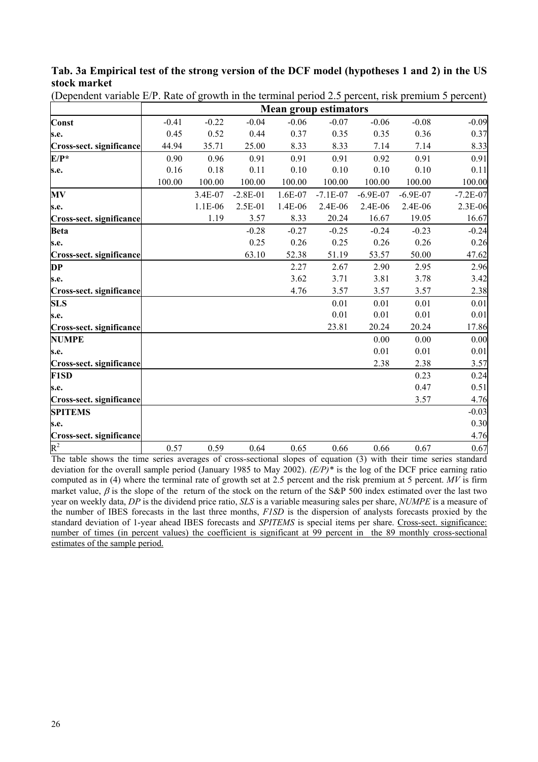**Tab. 3a Empirical test of the strong version of the DCF model (hypotheses 1 and 2) in the US stock market**

(Dependent variable E/P. Rate of growth in the terminal period 2.5 percent, risk premium 5 percent)

| | Mean group estimators | | | | | | | |
|---|---|---|---|---|---|---|---|---|
| **Const** | -0.41 | -0.22 | -0.04 | -0.06 | -0.07 | -0.06 | -0.08 | -0.09 |
| **s.e.** | 0.45 | 0.52 | 0.44 | 0.37 | 0.35 | 0.35 | 0.36 | 0.37 |
| **Cross-sect. significance** | 44.94 | 35.71 | 25.00 | 8.33 | 8.33 | 7.14 | 7.14 | 8.33 |
| **E/P*** | 0.90 | 0.96 | 0.91 | 0.91 | 0.91 | 0.92 | 0.91 | 0.91 |
| **s.e.** | 0.16 | 0.18 | 0.11 | 0.10 | 0.10 | 0.10 | 0.10 | 0.11 |
| | 100.00 | 100.00 | 100.00 | 100.00 | 100.00 | 100.00 | 100.00 | 100.00 |
| **MV** | | 3.4E-07 | -2.8E-01 | 1.6E-07 | -7.1E-07 | -6.9E-07 | -6.9E-07 | -7.2E-07 |
| **s.e.** | | 1.1E-06 | 2.5E-01 | 1.4E-06 | 2.4E-06 | 2.4E-06 | 2.4E-06 | 2.3E-06 |
| **Cross-sect. significance** | | 1.19 | 3.57 | 8.33 | 20.24 | 16.67 | 19.05 | 16.67 |
| **Beta** | | | -0.28 | -0.27 | -0.25 | -0.24 | -0.23 | -0.24 |
| **s.e.** | | | 0.25 | 0.26 | 0.25 | 0.26 | 0.26 | 0.26 |
| **Cross-sect. significance** | | | 63.10 | 52.38 | 51.19 | 53.57 | 50.00 | 47.62 |
| **DP** | | | | 2.27 | 2.67 | 2.90 | 2.95 | 2.96 |
| **s.e.** | | | | 3.62 | 3.71 | 3.81 | 3.78 | 3.42 |
| **Cross-sect. significance** | | | | 4.76 | 3.57 | 3.57 | 3.57 | 2.38 |
| **SLS** | | | | | 0.01 | 0.01 | 0.01 | 0.01 |
| **s.e.** | | | | | 0.01 | 0.01 | 0.01 | 0.01 |
| **Cross-sect. significance** | | | | | 23.81 | 20.24 | 20.24 | 17.86 |
| **NUMPE** | | | | | | 0.00 | 0.00 | 0.00 |
| **s.e.** | | | | | | 0.01 | 0.01 | 0.01 |
| **Cross-sect. significance** | | | | | | 2.38 | 2.38 | 3.57 |
| **F1SD** | | | | | | | 0.23 | 0.24 |
| **s.e.** | | | | | | | 0.47 | 0.51 |
| **Cross-sect. significance** | | | | | | | 3.57 | 4.76 |
| **SPITEMS** | | | | | | | | -0.03 |
| **s.e.** | | | | | | | | 0.30 |
| **Cross-sect. significance** | | | | | | | | 4.76 |
| $R^2$ | 0.57 | 0.59 | 0.64 | 0.65 | 0.66 | 0.66 | 0.67 | 0.67 |

The table shows the time series averages of cross-sectional slopes of equation (3) with their time series standard deviation for the overall sample period (January 1985 to May 2002). *(E/P)** is the log of the DCF price earning ratio computed as in (4) where the terminal rate of growth set at 2.5 percent and the risk premium at 5 percent. *MV* is firm market value, $\beta$ is the slope of the return of the stock on the return of the S&P 500 index estimated over the last two year on weekly data, *DP* is the dividend price ratio, *SLS* is a variable measuring sales per share, *NUMPE* is a measure of the number of IBES forecasts in the last three months, *F1SD* is the dispersion of analysts forecasts proxied by the standard deviation of 1-year ahead IBES forecasts and *SPITEMS* is special items per share. Cross-sect. significance: number of times (in percent values) the coefficient is significant at 99 percent in the 89 monthly cross-sectional estimates of the sample period.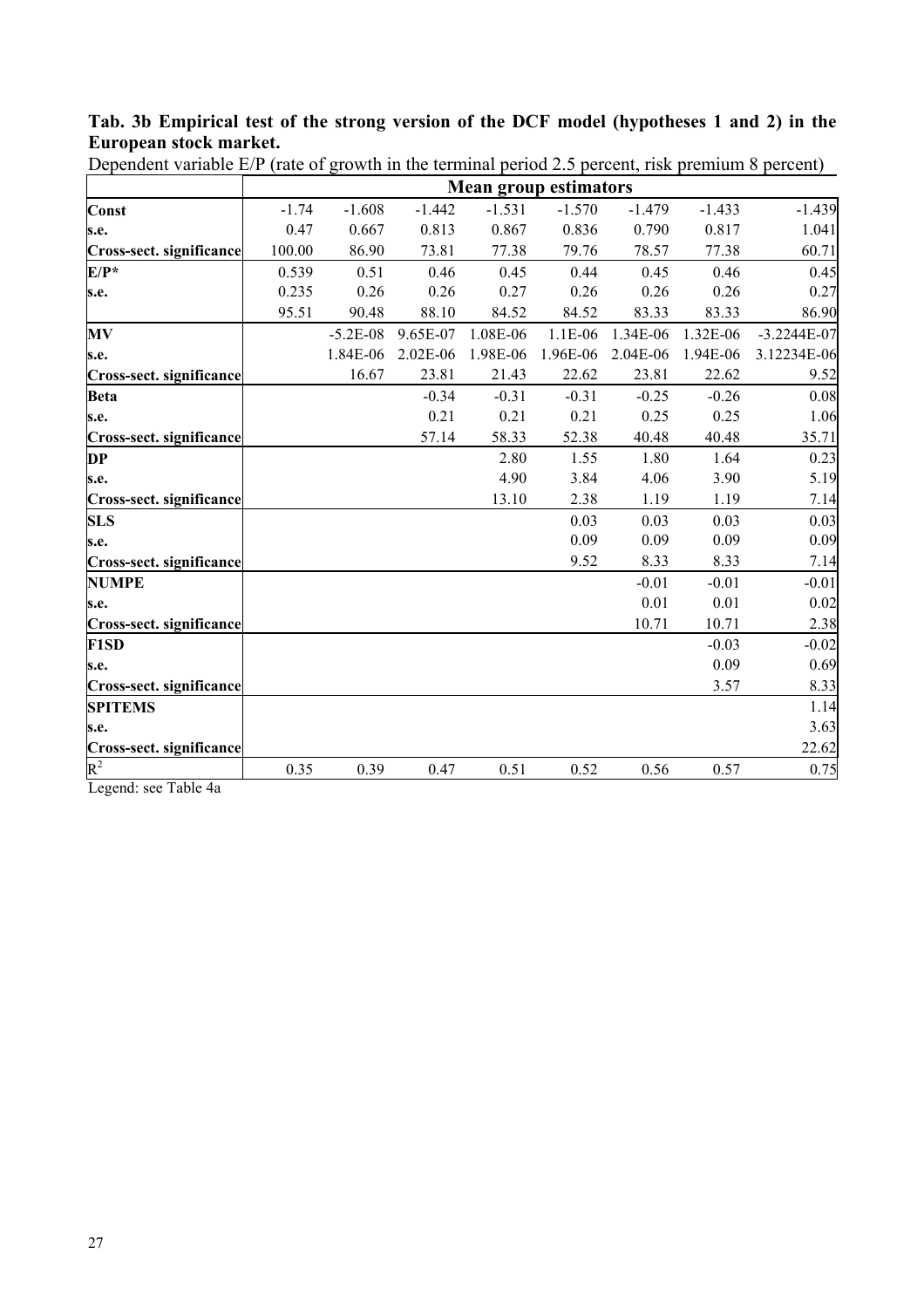**Tab. 3b Empirical test of the strong version of the DCF model (hypotheses 1 and 2) in the European stock market.**

Dependent variable E/P (rate of growth in the terminal period 2.5 percent, risk premium 8 percent)

| | Mean group estimators | | | | | | | |
|---|---|---|---|---|---|---|---|---|
| **Const** | -1.74 | -1.608 | -1.442 | -1.531 | -1.570 | -1.479 | -1.433 | -1.439 |
| **s.e.** | 0.47 | 0.667 | 0.813 | 0.867 | 0.836 | 0.790 | 0.817 | 1.041 |
| **Cross-sect. significance** | 100.00 | 86.90 | 73.81 | 77.38 | 79.76 | 78.57 | 77.38 | 60.71 |
| **E/P*** | 0.539 | 0.51 | 0.46 | 0.45 | 0.44 | 0.45 | 0.46 | 0.45 |
| **s.e.** | 0.235 | 0.26 | 0.26 | 0.27 | 0.26 | 0.26 | 0.26 | 0.27 |
| | 95.51 | 90.48 | 88.10 | 84.52 | 84.52 | 83.33 | 83.33 | 86.90 |
| **MV** | | -5.2E-08 | 9.65E-07 | 1.08E-06 | 1.1E-06 | 1.34E-06 | 1.32E-06 | -3.2244E-07 |
| **s.e.** | | 1.84E-06 | 2.02E-06 | 1.98E-06 | 1.96E-06 | 2.04E-06 | 1.94E-06 | 3.12234E-06 |
| **Cross-sect. significance** | | 16.67 | 23.81 | 21.43 | 22.62 | 23.81 | 22.62 | 9.52 |
| **Beta** | | | -0.34 | -0.31 | -0.31 | -0.25 | -0.26 | 0.08 |
| **s.e.** | | | 0.21 | 0.21 | 0.21 | 0.25 | 0.25 | 1.06 |
| **Cross-sect. significance** | | | 57.14 | 58.33 | 52.38 | 40.48 | 40.48 | 35.71 |
| **DP** | | | | 2.80 | 1.55 | 1.80 | 1.64 | 0.23 |
| **s.e.** | | | | 4.90 | 3.84 | 4.06 | 3.90 | 5.19 |
| **Cross-sect. significance** | | | | 13.10 | 2.38 | 1.19 | 1.19 | 7.14 |
| **SLS** | | | | | 0.03 | 0.03 | 0.03 | 0.03 |
| **s.e.** | | | | | 0.09 | 0.09 | 0.09 | 0.09 |
| **Cross-sect. significance** | | | | | 9.52 | 8.33 | 8.33 | 7.14 |
| **NUMPE** | | | | | | -0.01 | -0.01 | -0.01 |
| **s.e.** | | | | | | 0.01 | 0.01 | 0.02 |
| **Cross-sect. significance** | | | | | | 10.71 | 10.71 | 2.38 |
| **F1SD** | | | | | | | -0.03 | -0.02 |
| **s.e.** | | | | | | | 0.09 | 0.69 |
| **Cross-sect. significance** | | | | | | | 3.57 | 8.33 |
| **SPITEMS** | | | | | | | | 1.14 |
| **s.e.** | | | | | | | | 3.63 |
| **Cross-sect. significance** | | | | | | | | 22.62 |
| $R^2$ | 0.35 | 0.39 | 0.47 | 0.51 | 0.52 | 0.56 | 0.57 | 0.75 |

Legend: see Table 4a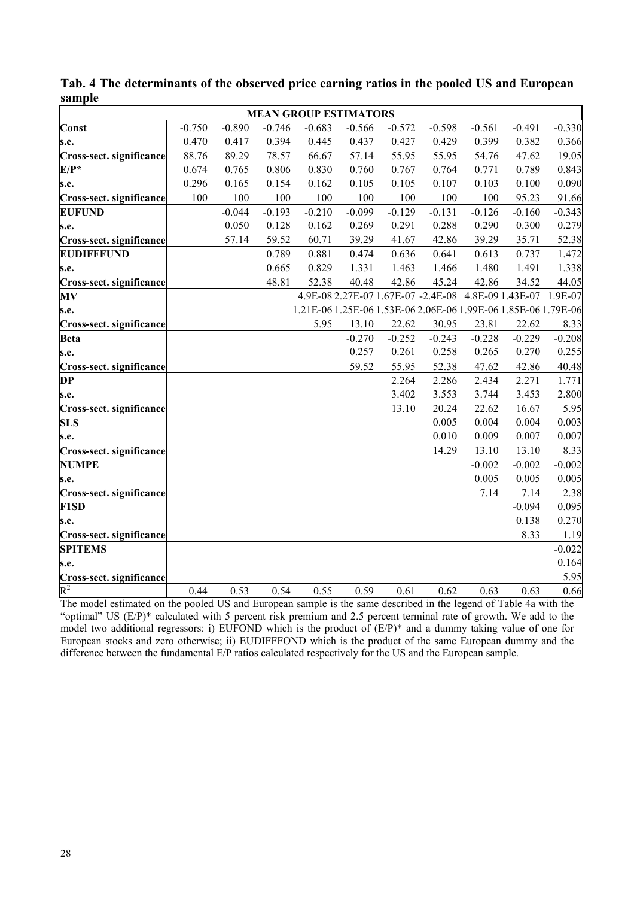**Tab. 4 The determinants of the observed price earning ratios in the pooled US and European sample**

| MEAN GROUP ESTIMATORS | | | | | | | | | | |
|---|---|---|---|---|---|---|---|---|---|---|
| **Const** | -0.750 | -0.890 | -0.746 | -0.683 | -0.566 | -0.572 | -0.598 | -0.561 | -0.491 | -0.330 |
| **s.e.** | 0.470 | 0.417 | 0.394 | 0.445 | 0.437 | 0.427 | 0.429 | 0.399 | 0.382 | 0.366 |
| **Cross-sect. significance** | 88.76 | 89.29 | 78.57 | 66.67 | 57.14 | 55.95 | 55.95 | 54.76 | 47.62 | 19.05 |
| **E/P*** | 0.674 | 0.765 | 0.806 | 0.830 | 0.760 | 0.767 | 0.764 | 0.771 | 0.789 | 0.843 |
| **s.e.** | 0.296 | 0.165 | 0.154 | 0.162 | 0.105 | 0.105 | 0.107 | 0.103 | 0.100 | 0.090 |
| **Cross-sect. significance** | 100 | 100 | 100 | 100 | 100 | 100 | 100 | 100 | 95.23 | 91.66 |
| **EUFUND** | | -0.044 | -0.193 | -0.210 | -0.099 | -0.129 | -0.131 | -0.126 | -0.160 | -0.343 |
| **s.e.** | | 0.050 | 0.128 | 0.162 | 0.269 | 0.291 | 0.288 | 0.290 | 0.300 | 0.279 |
| **Cross-sect. significance** | | 57.14 | 59.52 | 60.71 | 39.29 | 41.67 | 42.86 | 39.29 | 35.71 | 52.38 |
| **EUDIFFFUND** | | | 0.789 | 0.881 | 0.474 | 0.636 | 0.641 | 0.613 | 0.737 | 1.472 |
| **s.e.** | | | 0.665 | 0.829 | 1.331 | 1.463 | 1.466 | 1.480 | 1.491 | 1.338 |
| **Cross-sect. significance** | | | 48.81 | 52.38 | 40.48 | 42.86 | 45.24 | 42.86 | 34.52 | 44.05 |
| **MV** | | | | 4.9E-08 | 2.27E-07 | 1.67E-07 | -2.4E-08 | 4.8E-09 | 1.43E-07 | 1.9E-07 |
| **s.e.** | | | | 1.21E-06 | 1.25E-06 | 1.53E-06 | 2.06E-06 | 1.99E-06 | 1.85E-06 | 1.79E-06 |
| **Cross-sect. significance** | | | | 5.95 | 13.10 | 22.62 | 30.95 | 23.81 | 22.62 | 8.33 |
| **Beta** | | | | | -0.270 | -0.252 | -0.243 | -0.228 | -0.229 | -0.208 |
| **s.e.** | | | | | 0.257 | 0.261 | 0.258 | 0.265 | 0.270 | 0.255 |
| **Cross-sect. significance** | | | | | 59.52 | 55.95 | 52.38 | 47.62 | 42.86 | 40.48 |
| **DP** | | | | | | 2.264 | 2.286 | 2.434 | 2.271 | 1.771 |
| **s.e.** | | | | | | 3.402 | 3.553 | 3.744 | 3.453 | 2.800 |
| **Cross-sect. significance** | | | | | | 13.10 | 20.24 | 22.62 | 16.67 | 5.95 |
| **SLS** | | | | | | | 0.005 | 0.004 | 0.004 | 0.003 |
| **s.e.** | | | | | | | 0.010 | 0.009 | 0.007 | 0.007 |
| **Cross-sect. significance** | | | | | | | 14.29 | 13.10 | 13.10 | 8.33 |
| **NUMPE** | | | | | | | | -0.002 | -0.002 | -0.002 |
| **s.e.** | | | | | | | | 0.005 | 0.005 | 0.005 |
| **Cross-sect. significance** | | | | | | | | 7.14 | 7.14 | 2.38 |
| **F1SD** | | | | | | | | | -0.094 | 0.095 |
| **s.e.** | | | | | | | | | 0.138 | 0.270 |
| **Cross-sect. significance** | | | | | | | | | 8.33 | 1.19 |
| **SPITEMS** | | | | | | | | | | -0.022 |
| **s.e.** | | | | | | | | | | 0.164 |
| **Cross-sect. significance** | | | | | | | | | | 5.95 |
| $R^2$ | 0.44 | 0.53 | 0.54 | 0.55 | 0.59 | 0.61 | 0.62 | 0.63 | 0.63 | 0.66 |

The model estimated on the pooled US and European sample is the same described in the legend of Table 4a with the "optimal" US (E/P)* calculated with 5 percent risk premium and 2.5 percent terminal rate of growth. We add to the model two additional regressors: i) EUFOND which is the product of (E/P)* and a dummy taking value of one for European stocks and zero otherwise; ii) EUDIFFFOND which is the product of the same European dummy and the difference between the fundamental E/P ratios calculated respectively for the US and the European sample.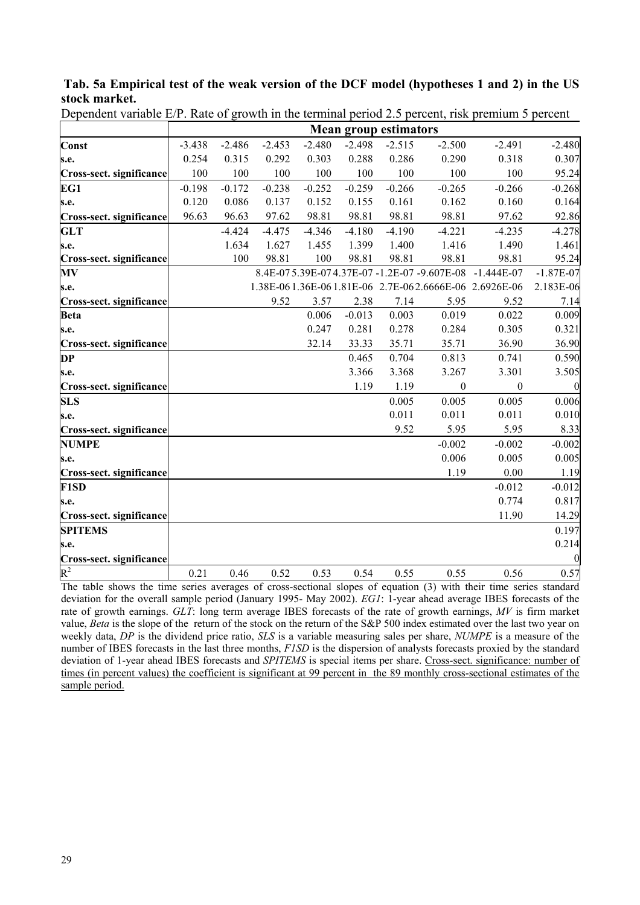**Tab. 5a Empirical test of the weak version of the DCF model (hypotheses 1 and 2) in the US stock market.**

Dependent variable E/P. Rate of growth in the terminal period 2.5 percent, risk premium 5 percent

| | Mean group estimators | | | | | | | | |
|---|---|---|---|---|---|---|---|---|---|
| **Const** | -3.438 | -2.486 | -2.453 | -2.480 | -2.498 | -2.515 | -2.500 | -2.491 | -2.480 |
| **s.e.** | 0.254 | 0.315 | 0.292 | 0.303 | 0.288 | 0.286 | 0.290 | 0.318 | 0.307 |
| **Cross-sect. significance** | 100 | 100 | 100 | 100 | 100 | 100 | 100 | 100 | 95.24 |
| **EG1** | -0.198 | -0.172 | -0.238 | -0.252 | -0.259 | -0.266 | -0.265 | -0.266 | -0.268 |
| **s.e.** | 0.120 | 0.086 | 0.137 | 0.152 | 0.155 | 0.161 | 0.162 | 0.160 | 0.164 |
| **Cross-sect. significance** | 96.63 | 96.63 | 97.62 | 98.81 | 98.81 | 98.81 | 98.81 | 97.62 | 92.86 |
| **GLT** | | -4.424 | -4.475 | -4.346 | -4.180 | -4.190 | -4.221 | -4.235 | -4.278 |
| **s.e.** | | 1.634 | 1.627 | 1.455 | 1.399 | 1.400 | 1.416 | 1.490 | 1.461 |
| **Cross-sect. significance** | | 100 | 98.81 | 100 | 98.81 | 98.81 | 98.81 | 98.81 | 95.24 |
| **MV** | | | 8.4E-07 | 5.39E-07 | 4.37E-07 | -1.2E-07 | -9.607E-08 | -1.444E-07 | -1.87E-07 |
| **s.e.** | | | 1.38E-06 | 1.36E-06 | 1.81E-06 | 2.7E-06 | 2.6666E-06 | 2.6926E-06 | 2.183E-06 |
| **Cross-sect. significance** | | | 9.52 | 3.57 | 2.38 | 7.14 | 5.95 | 9.52 | 7.14 |
| **Beta** | | | | 0.006 | -0.013 | 0.003 | 0.019 | 0.022 | 0.009 |
| **s.e.** | | | | 0.247 | 0.281 | 0.278 | 0.284 | 0.305 | 0.321 |
| **Cross-sect. significance** | | | | 32.14 | 33.33 | 35.71 | 35.71 | 36.90 | 36.90 |
| **DP** | | | | | 0.465 | 0.704 | 0.813 | 0.741 | 0.590 |
| **s.e.** | | | | | 3.366 | 3.368 | 3.267 | 3.301 | 3.505 |
| **Cross-sect. significance** | | | | | 1.19 | 1.19 | 0 | 0 | 0 |
| **SLS** | | | | | | 0.005 | 0.005 | 0.005 | 0.006 |
| **s.e.** | | | | | | 0.011 | 0.011 | 0.011 | 0.010 |
| **Cross-sect. significance** | | | | | | 9.52 | 5.95 | 5.95 | 8.33 |
| **NUMPE** | | | | | | | -0.002 | -0.002 | -0.002 |
| **s.e.** | | | | | | | 0.006 | 0.005 | 0.005 |
| **Cross-sect. significance** | | | | | | | 1.19 | 0.00 | 1.19 |
| **F1SD** | | | | | | | | -0.012 | -0.012 |
| **s.e.** | | | | | | | | 0.774 | 0.817 |
| **Cross-sect. significance** | | | | | | | | 11.90 | 14.29 |
| **SPITEMS** | | | | | | | | | 0.197 |
| **s.e.** | | | | | | | | | 0.214 |
| **Cross-sect. significance** | | | | | | | | | 0 |
| $R^2$ | 0.21 | 0.46 | 0.52 | 0.53 | 0.54 | 0.55 | 0.55 | 0.56 | 0.57 |

The table shows the time series averages of cross-sectional slopes of equation (3) with their time series standard deviation for the overall sample period (January 1995- May 2002). *EG1*: 1-year ahead average IBES forecasts of the rate of growth earnings. *GLT*: long term average IBES forecasts of the rate of growth earnings, *MV* is firm market value, *Beta* is the slope of the return of the stock on the return of the S&P 500 index estimated over the last two year on weekly data, *DP* is the dividend price ratio, *SLS* is a variable measuring sales per share, *NUMPE* is a measure of the number of IBES forecasts in the last three months, *F1SD* is the dispersion of analysts forecasts proxied by the standard deviation of 1-year ahead IBES forecasts and *SPITEMS* is special items per share. Cross-sect. significance: number of times (in percent values) the coefficient is significant at 99 percent in the 89 monthly cross-sectional estimates of the sample period.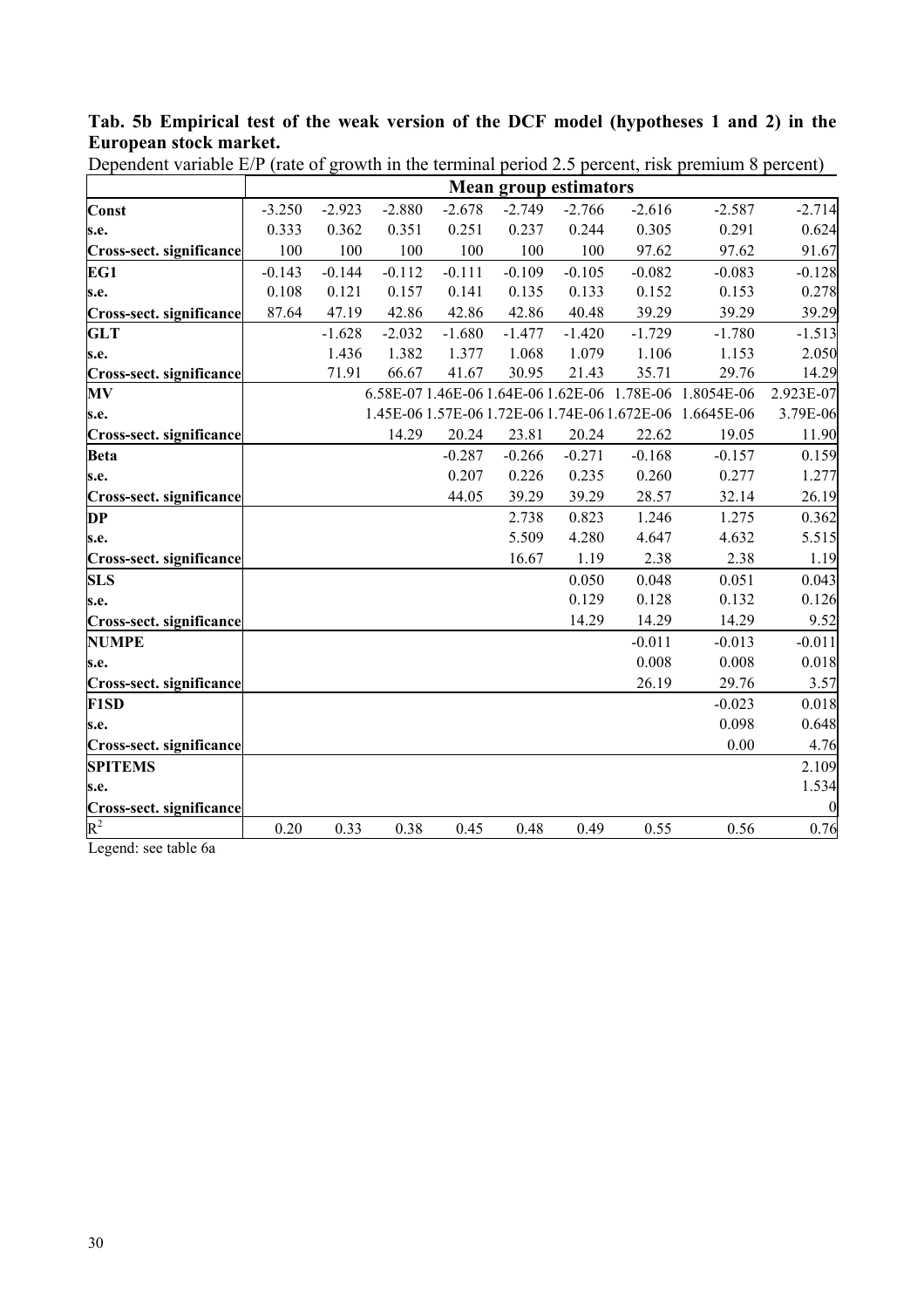**Tab. 5b Empirical test of the weak version of the DCF model (hypotheses 1 and 2) in the European stock market.**

Dependent variable E/P (rate of growth in the terminal period 2.5 percent, risk premium 8 percent)

| | Mean group estimators | | | | | | | | |
|---|---|---|---|---|---|---|---|---|---|
| **Const** | -3.250 | -2.923 | -2.880 | -2.678 | -2.749 | -2.766 | -2.616 | -2.587 | -2.714 |
| **s.e.** | 0.333 | 0.362 | 0.351 | 0.251 | 0.237 | 0.244 | 0.305 | 0.291 | 0.624 |
| **Cross-sect. significance** | 100 | 100 | 100 | 100 | 100 | 100 | 97.62 | 97.62 | 91.67 |
| **EG1** | -0.143 | -0.144 | -0.112 | -0.111 | -0.109 | -0.105 | -0.082 | -0.083 | -0.128 |
| **s.e.** | 0.108 | 0.121 | 0.157 | 0.141 | 0.135 | 0.133 | 0.152 | 0.153 | 0.278 |
| **Cross-sect. significance** | 87.64 | 47.19 | 42.86 | 42.86 | 42.86 | 40.48 | 39.29 | 39.29 | 39.29 |
| **GLT** | | -1.628 | -2.032 | -1.680 | -1.477 | -1.420 | -1.729 | -1.780 | -1.513 |
| **s.e.** | | 1.436 | 1.382 | 1.377 | 1.068 | 1.079 | 1.106 | 1.153 | 2.050 |
| **Cross-sect. significance** | | 71.91 | 66.67 | 41.67 | 30.95 | 21.43 | 35.71 | 29.76 | 14.29 |
| **MV** | | | 6.58E-07 | 1.46E-06 | 1.64E-06 | 1.62E-06 | 1.78E-06 | 1.8054E-06 | 2.923E-07 |
| **s.e.** | | | 1.45E-06 | 1.57E-06 | 1.72E-06 | 1.74E-06 | 1.672E-06 | 1.6645E-06 | 3.79E-06 |
| **Cross-sect. significance** | | | 14.29 | 20.24 | 23.81 | 20.24 | 22.62 | 19.05 | 11.90 |
| **Beta** | | | | -0.287 | -0.266 | -0.271 | -0.168 | -0.157 | 0.159 |
| **s.e.** | | | | 0.207 | 0.226 | 0.235 | 0.260 | 0.277 | 1.277 |
| **Cross-sect. significance** | | | | 44.05 | 39.29 | 39.29 | 28.57 | 32.14 | 26.19 |
| **DP** | | | | | 2.738 | 0.823 | 1.246 | 1.275 | 0.362 |
| **s.e.** | | | | | 5.509 | 4.280 | 4.647 | 4.632 | 5.515 |
| **Cross-sect. significance** | | | | | 16.67 | 1.19 | 2.38 | 2.38 | 1.19 |
| **SLS** | | | | | | 0.050 | 0.048 | 0.051 | 0.043 |
| **s.e.** | | | | | | 0.129 | 0.128 | 0.132 | 0.126 |
| **Cross-sect. significance** | | | | | | 14.29 | 14.29 | 14.29 | 9.52 |
| **NUMPE** | | | | | | | -0.011 | -0.013 | -0.011 |
| **s.e.** | | | | | | | 0.008 | 0.008 | 0.018 |
| **Cross-sect. significance** | | | | | | | 26.19 | 29.76 | 3.57 |
| **F1SD** | | | | | | | | -0.023 | 0.018 |
| **s.e.** | | | | | | | | 0.098 | 0.648 |
| **Cross-sect. significance** | | | | | | | | 0.00 | 4.76 |
| **SPITEMS** | | | | | | | | | 2.109 |
| **s.e.** | | | | | | | | | 1.534 |
| **Cross-sect. significance** | | | | | | | | | 0 |
| $R^2$ | 0.20 | 0.33 | 0.38 | 0.45 | 0.48 | 0.49 | 0.55 | 0.56 | 0.76 |

Legend: see table 6a